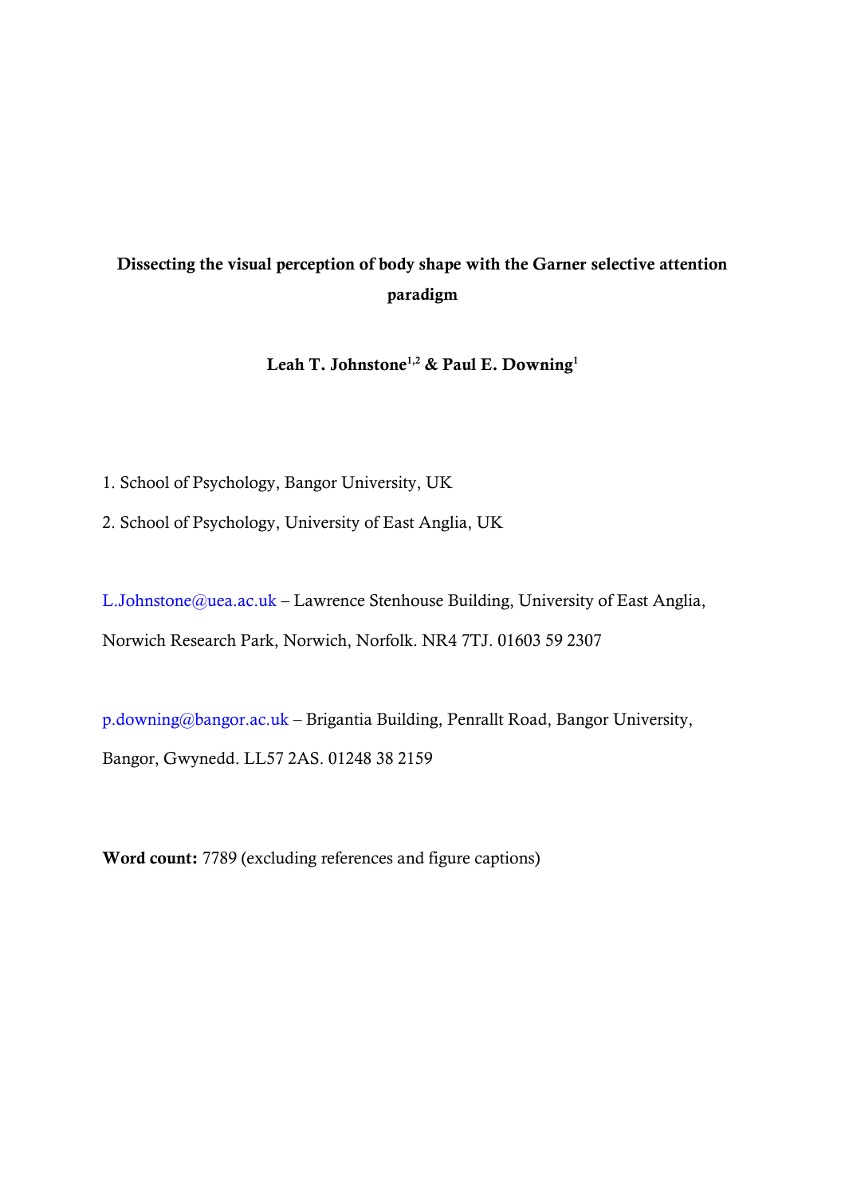# Dissecting the visual perception of body shape with the Garner selective attention paradigm

**Leah T. Johnstone[1,2] & Paul E. Downing[1]**

1. School of Psychology, Bangor University, UK
2. School of Psychology, University of East Anglia, UK

L.Johnstone@uea.ac.uk – Lawrence Stenhouse Building, University of East Anglia, Norwich Research Park, Norwich, Norfolk. NR4 7TJ. 01603 59 2307

p.downing@bangor.ac.uk – Brigantia Building, Penrallt Road, Bangor University, Bangor, Gwynedd. LL57 2AS. 01248 38 2159

**Word count:** 7789 (excluding references and figure captions)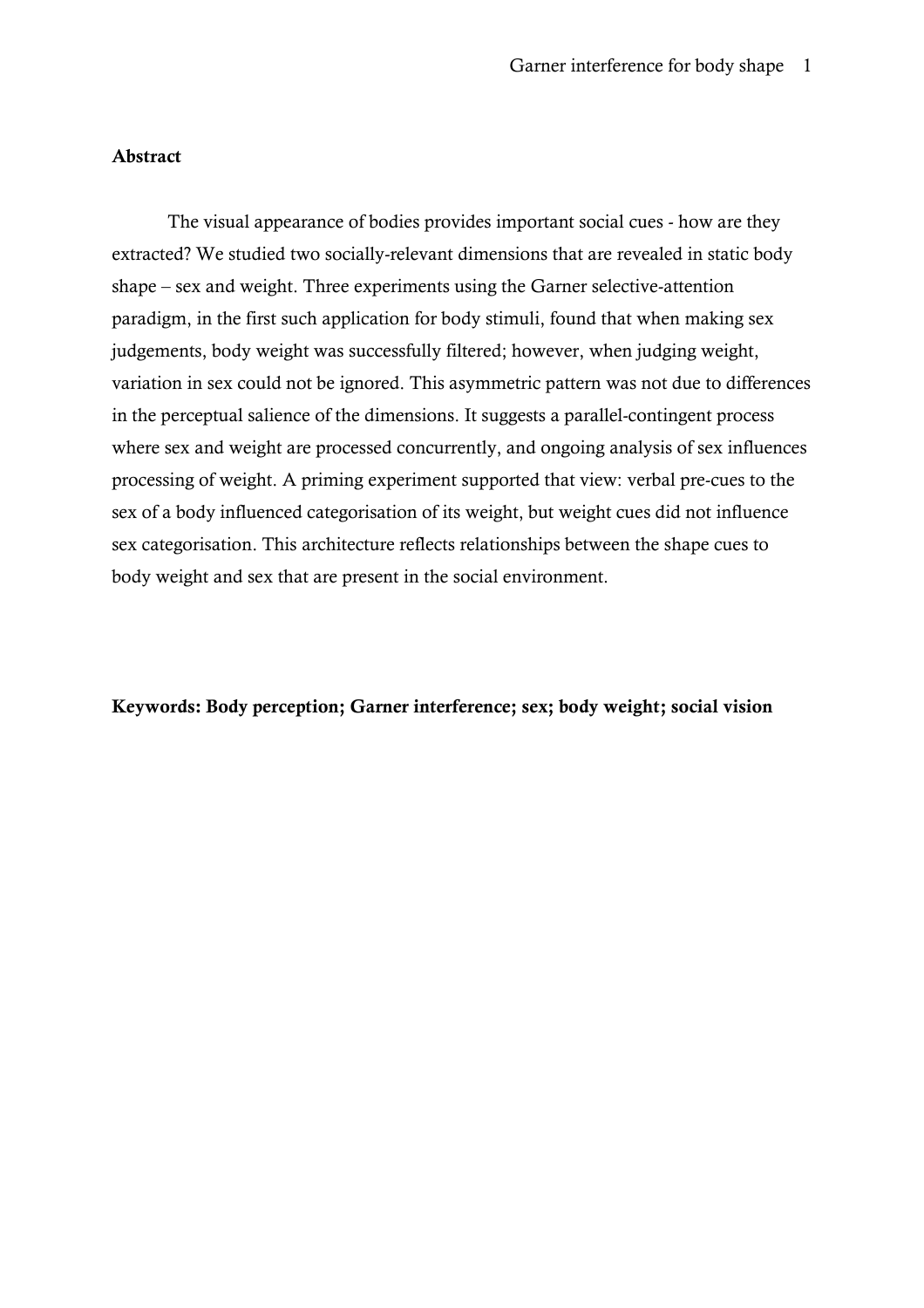**Abstract**

The visual appearance of bodies provides important social cues - how are they extracted? We studied two socially-relevant dimensions that are revealed in static body shape – sex and weight. Three experiments using the Garner selective-attention paradigm, in the first such application for body stimuli, found that when making sex judgements, body weight was successfully filtered; however, when judging weight, variation in sex could not be ignored. This asymmetric pattern was not due to differences in the perceptual salience of the dimensions. It suggests a parallel-contingent process where sex and weight are processed concurrently, and ongoing analysis of sex influences processing of weight. A priming experiment supported that view: verbal pre-cues to the sex of a body influenced categorisation of its weight, but weight cues did not influence sex categorisation. This architecture reflects relationships between the shape cues to body weight and sex that are present in the social environment.

**Keywords: Body perception; Garner interference; sex; body weight; social vision**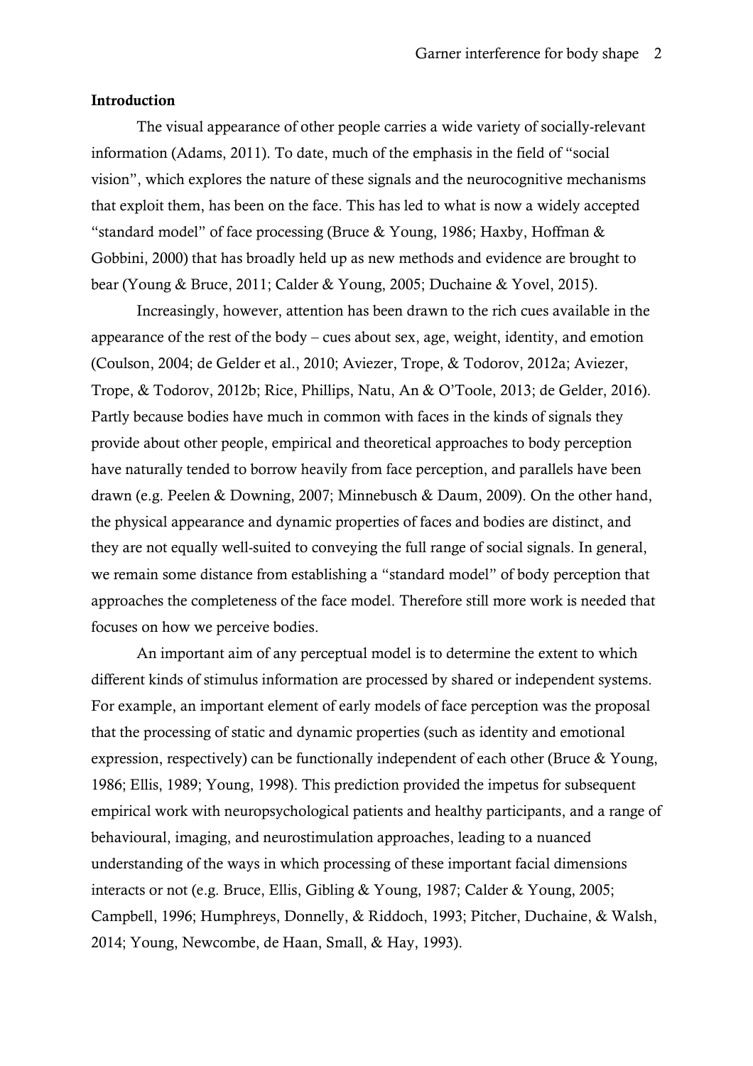**Introduction**

The visual appearance of other people carries a wide variety of socially-relevant information (Adams, 2011). To date, much of the emphasis in the field of "social vision", which explores the nature of these signals and the neurocognitive mechanisms that exploit them, has been on the face. This has led to what is now a widely accepted "standard model" of face processing (Bruce & Young, 1986; Haxby, Hoffman & Gobbini, 2000) that has broadly held up as new methods and evidence are brought to bear (Young & Bruce, 2011; Calder & Young, 2005; Duchaine & Yovel, 2015).

Increasingly, however, attention has been drawn to the rich cues available in the appearance of the rest of the body – cues about sex, age, weight, identity, and emotion (Coulson, 2004; de Gelder et al., 2010; Aviezer, Trope, & Todorov, 2012a; Aviezer, Trope, & Todorov, 2012b; Rice, Phillips, Natu, An & O'Toole, 2013; de Gelder, 2016). Partly because bodies have much in common with faces in the kinds of signals they provide about other people, empirical and theoretical approaches to body perception have naturally tended to borrow heavily from face perception, and parallels have been drawn (e.g. Peelen & Downing, 2007; Minnebusch & Daum, 2009). On the other hand, the physical appearance and dynamic properties of faces and bodies are distinct, and they are not equally well-suited to conveying the full range of social signals. In general, we remain some distance from establishing a "standard model" of body perception that approaches the completeness of the face model. Therefore still more work is needed that focuses on how we perceive bodies.

An important aim of any perceptual model is to determine the extent to which different kinds of stimulus information are processed by shared or independent systems. For example, an important element of early models of face perception was the proposal that the processing of static and dynamic properties (such as identity and emotional expression, respectively) can be functionally independent of each other (Bruce & Young, 1986; Ellis, 1989; Young, 1998). This prediction provided the impetus for subsequent empirical work with neuropsychological patients and healthy participants, and a range of behavioural, imaging, and neurostimulation approaches, leading to a nuanced understanding of the ways in which processing of these important facial dimensions interacts or not (e.g. Bruce, Ellis, Gibling & Young, 1987; Calder & Young, 2005; Campbell, 1996; Humphreys, Donnelly, & Riddoch, 1993; Pitcher, Duchaine, & Walsh, 2014; Young, Newcombe, de Haan, Small, & Hay, 1993).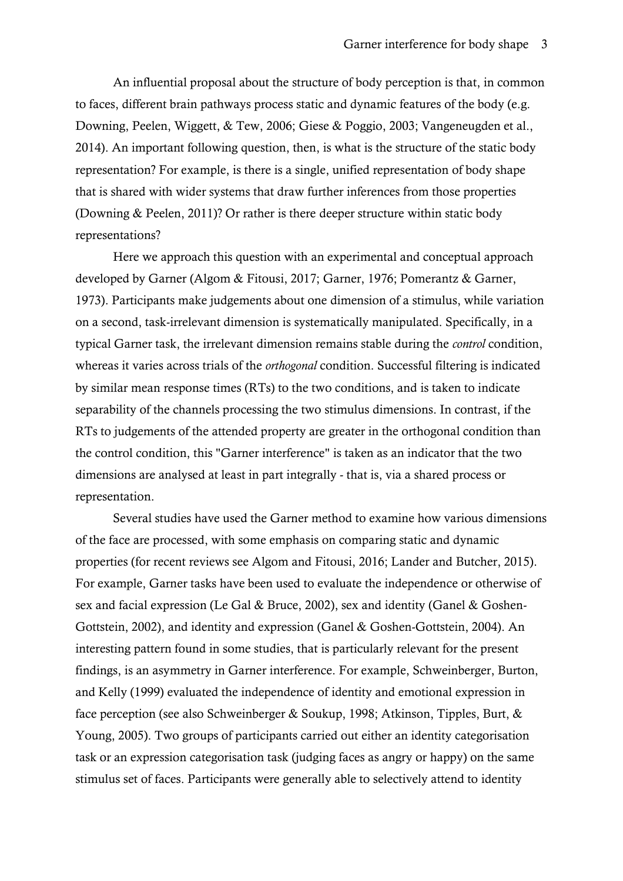An influential proposal about the structure of body perception is that, in common to faces, different brain pathways process static and dynamic features of the body (e.g. Downing, Peelen, Wiggett, & Tew, 2006; Giese & Poggio, 2003; Vangeneugden et al., 2014). An important following question, then, is what is the structure of the static body representation? For example, is there is a single, unified representation of body shape that is shared with wider systems that draw further inferences from those properties (Downing & Peelen, 2011)? Or rather is there deeper structure within static body representations?

Here we approach this question with an experimental and conceptual approach developed by Garner (Algom & Fitousi, 2017; Garner, 1976; Pomerantz & Garner, 1973). Participants make judgements about one dimension of a stimulus, while variation on a second, task-irrelevant dimension is systematically manipulated. Specifically, in a typical Garner task, the irrelevant dimension remains stable during the *control* condition, whereas it varies across trials of the *orthogonal* condition. Successful filtering is indicated by similar mean response times (RTs) to the two conditions, and is taken to indicate separability of the channels processing the two stimulus dimensions. In contrast, if the RTs to judgements of the attended property are greater in the orthogonal condition than the control condition, this "Garner interference" is taken as an indicator that the two dimensions are analysed at least in part integrally - that is, via a shared process or representation.

Several studies have used the Garner method to examine how various dimensions of the face are processed, with some emphasis on comparing static and dynamic properties (for recent reviews see Algom and Fitousi, 2016; Lander and Butcher, 2015). For example, Garner tasks have been used to evaluate the independence or otherwise of sex and facial expression (Le Gal & Bruce, 2002), sex and identity (Ganel & Goshen-Gottstein, 2002), and identity and expression (Ganel & Goshen-Gottstein, 2004). An interesting pattern found in some studies, that is particularly relevant for the present findings, is an asymmetry in Garner interference. For example, Schweinberger, Burton, and Kelly (1999) evaluated the independence of identity and emotional expression in face perception (see also Schweinberger & Soukup, 1998; Atkinson, Tipples, Burt, & Young, 2005). Two groups of participants carried out either an identity categorisation task or an expression categorisation task (judging faces as angry or happy) on the same stimulus set of faces. Participants were generally able to selectively attend to identity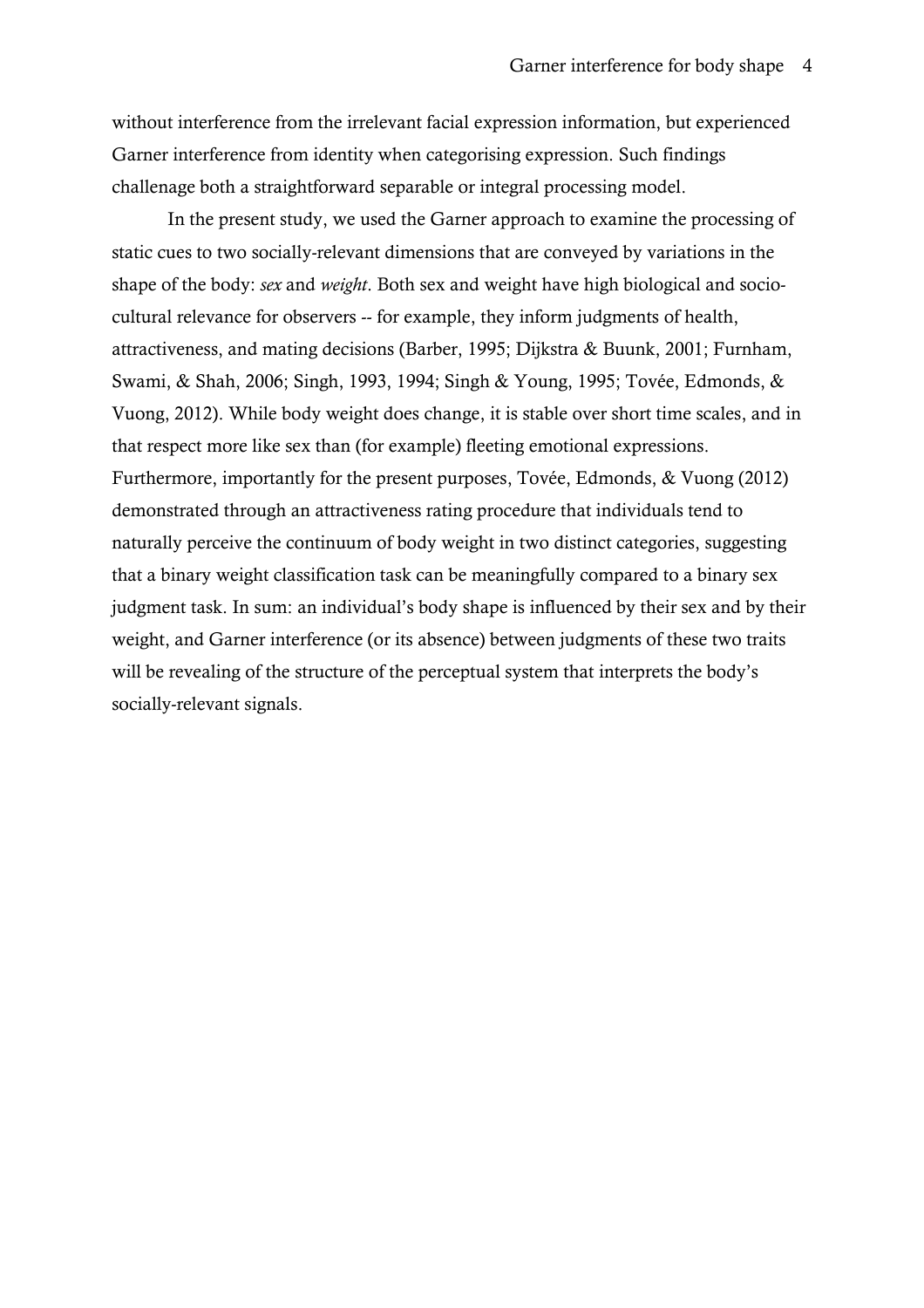without interference from the irrelevant facial expression information, but experienced Garner interference from identity when categorising expression. Such findings challenage both a straightforward separable or integral processing model.

In the present study, we used the Garner approach to examine the processing of static cues to two socially-relevant dimensions that are conveyed by variations in the shape of the body: *sex* and *weight*. Both sex and weight have high biological and socio-cultural relevance for observers -- for example, they inform judgments of health, attractiveness, and mating decisions (Barber, 1995; Dijkstra & Buunk, 2001; Furnham, Swami, & Shah, 2006; Singh, 1993, 1994; Singh & Young, 1995; Tovée, Edmonds, & Vuong, 2012). While body weight does change, it is stable over short time scales, and in that respect more like sex than (for example) fleeting emotional expressions. Furthermore, importantly for the present purposes, Tovée, Edmonds, & Vuong (2012) demonstrated through an attractiveness rating procedure that individuals tend to naturally perceive the continuum of body weight in two distinct categories, suggesting that a binary weight classification task can be meaningfully compared to a binary sex judgment task. In sum: an individual's body shape is influenced by their sex and by their weight, and Garner interference (or its absence) between judgments of these two traits will be revealing of the structure of the perceptual system that interprets the body's socially-relevant signals.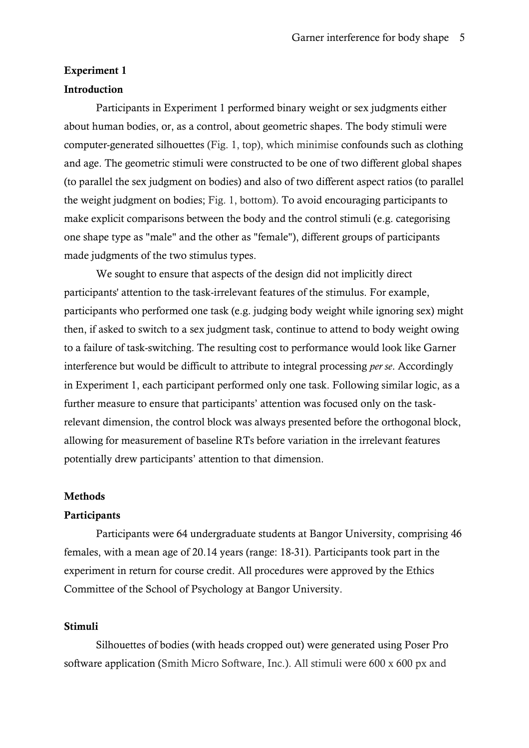## Experiment 1

### Introduction

Participants in Experiment 1 performed binary weight or sex judgments either about human bodies, or, as a control, about geometric shapes. The body stimuli were computer-generated silhouettes (Fig. 1, top), which minimise confounds such as clothing and age. The geometric stimuli were constructed to be one of two different global shapes (to parallel the sex judgment on bodies) and also of two different aspect ratios (to parallel the weight judgment on bodies; Fig. 1, bottom). To avoid encouraging participants to make explicit comparisons between the body and the control stimuli (e.g. categorising one shape type as "male" and the other as "female"), different groups of participants made judgments of the two stimulus types.

We sought to ensure that aspects of the design did not implicitly direct participants' attention to the task-irrelevant features of the stimulus. For example, participants who performed one task (e.g. judging body weight while ignoring sex) might then, if asked to switch to a sex judgment task, continue to attend to body weight owing to a failure of task-switching. The resulting cost to performance would look like Garner interference but would be difficult to attribute to integral processing *per se*. Accordingly in Experiment 1, each participant performed only one task. Following similar logic, as a further measure to ensure that participants' attention was focused only on the task-relevant dimension, the control block was always presented before the orthogonal block, allowing for measurement of baseline RTs before variation in the irrelevant features potentially drew participants' attention to that dimension.

## Methods

### Participants

Participants were 64 undergraduate students at Bangor University, comprising 46 females, with a mean age of 20.14 years (range: 18-31). Participants took part in the experiment in return for course credit. All procedures were approved by the Ethics Committee of the School of Psychology at Bangor University.

### Stimuli

Silhouettes of bodies (with heads cropped out) were generated using Poser Pro software application (Smith Micro Software, Inc.). All stimuli were 600 x 600 px and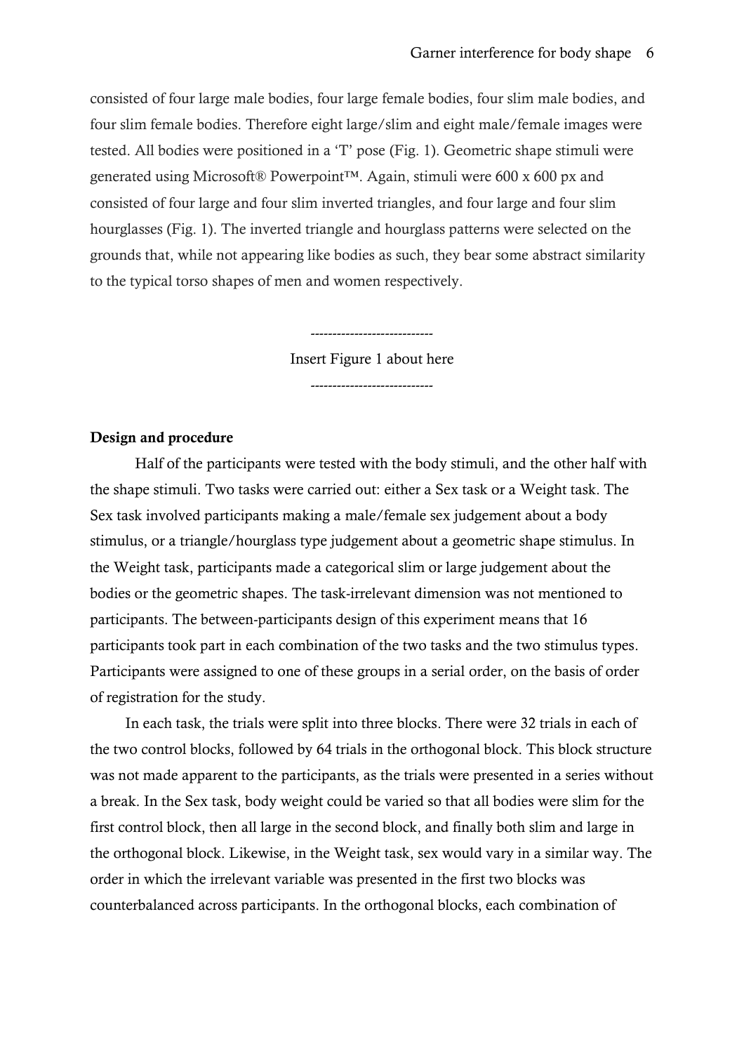consisted of four large male bodies, four large female bodies, four slim male bodies, and four slim female bodies. Therefore eight large/slim and eight male/female images were tested. All bodies were positioned in a 'T' pose (Fig. 1). Geometric shape stimuli were generated using Microsoft® Powerpoint™. Again, stimuli were 600 x 600 px and consisted of four large and four slim inverted triangles, and four large and four slim hourglasses (Fig. 1). The inverted triangle and hourglass patterns were selected on the grounds that, while not appearing like bodies as such, they bear some abstract similarity to the typical torso shapes of men and women respectively.

----------------------------

Insert Figure 1 about here

----------------------------

**Design and procedure**

Half of the participants were tested with the body stimuli, and the other half with the shape stimuli. Two tasks were carried out: either a Sex task or a Weight task. The Sex task involved participants making a male/female sex judgement about a body stimulus, or a triangle/hourglass type judgement about a geometric shape stimulus. In the Weight task, participants made a categorical slim or large judgement about the bodies or the geometric shapes. The task-irrelevant dimension was not mentioned to participants. The between-participants design of this experiment means that 16 participants took part in each combination of the two tasks and the two stimulus types. Participants were assigned to one of these groups in a serial order, on the basis of order of registration for the study.

In each task, the trials were split into three blocks. There were 32 trials in each of the two control blocks, followed by 64 trials in the orthogonal block. This block structure was not made apparent to the participants, as the trials were presented in a series without a break. In the Sex task, body weight could be varied so that all bodies were slim for the first control block, then all large in the second block, and finally both slim and large in the orthogonal block. Likewise, in the Weight task, sex would vary in a similar way. The order in which the irrelevant variable was presented in the first two blocks was counterbalanced across participants. In the orthogonal blocks, each combination of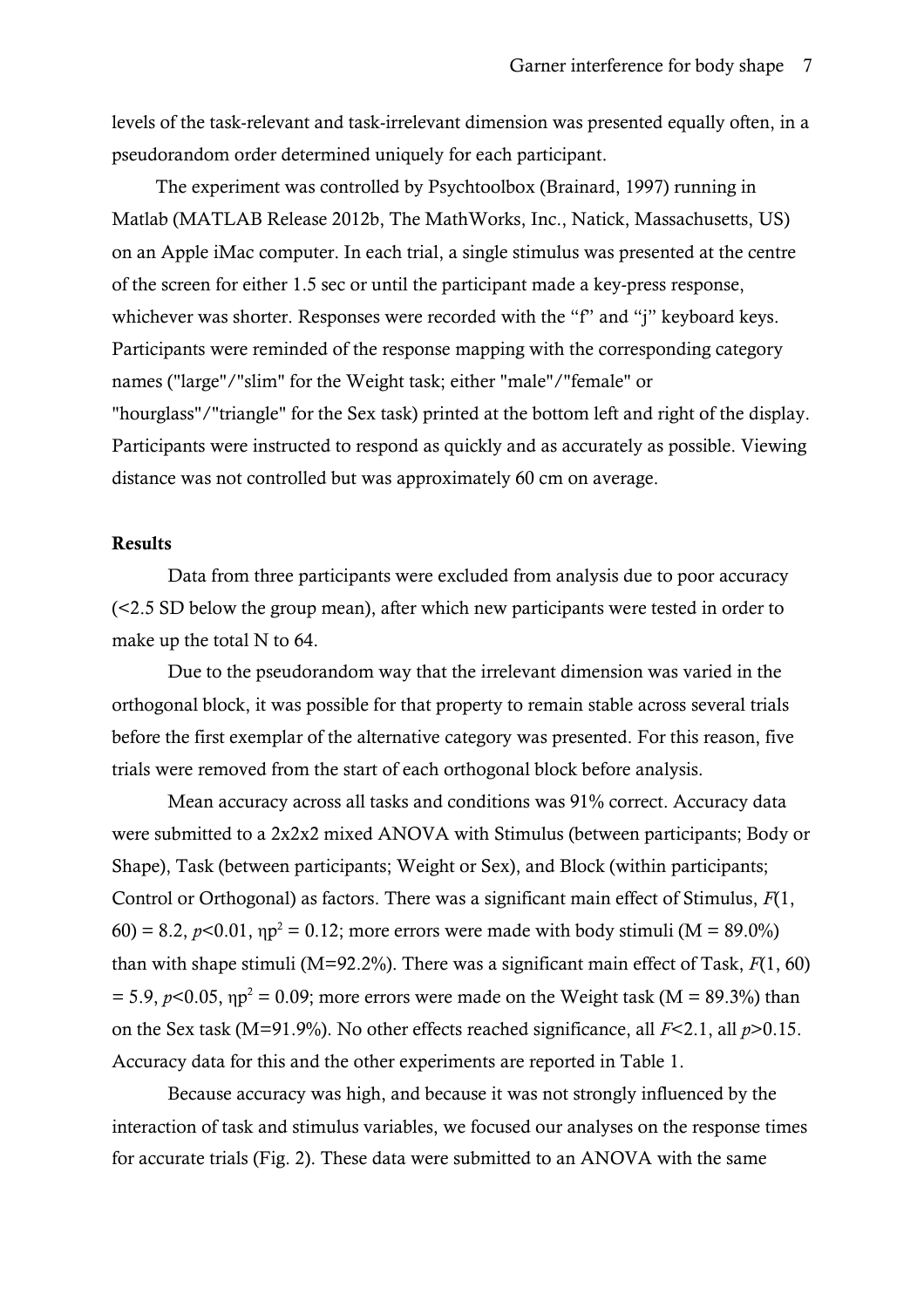levels of the task-relevant and task-irrelevant dimension was presented equally often, in a pseudorandom order determined uniquely for each participant.

The experiment was controlled by Psychtoolbox (Brainard, 1997) running in Matlab (MATLAB Release 2012b, The MathWorks, Inc., Natick, Massachusetts, US) on an Apple iMac computer. In each trial, a single stimulus was presented at the centre of the screen for either 1.5 sec or until the participant made a key-press response, whichever was shorter. Responses were recorded with the "f" and "j" keyboard keys. Participants were reminded of the response mapping with the corresponding category names ("large"/"slim" for the Weight task; either "male"/"female" or "hourglass"/"triangle" for the Sex task) printed at the bottom left and right of the display. Participants were instructed to respond as quickly and as accurately as possible. Viewing distance was not controlled but was approximately 60 cm on average.

## Results

Data from three participants were excluded from analysis due to poor accuracy (<2.5 SD below the group mean), after which new participants were tested in order to make up the total N to 64.

Due to the pseudorandom way that the irrelevant dimension was varied in the orthogonal block, it was possible for that property to remain stable across several trials before the first exemplar of the alternative category was presented. For this reason, five trials were removed from the start of each orthogonal block before analysis.

Mean accuracy across all tasks and conditions was 91% correct. Accuracy data were submitted to a 2x2x2 mixed ANOVA with Stimulus (between participants; Body or Shape), Task (between participants; Weight or Sex), and Block (within participants; Control or Orthogonal) as factors. There was a significant main effect of Stimulus, $F(1, 60) = 8.2$, $p<0.01$, $\eta p^2 = 0.12$; more errors were made with body stimuli (M = 89.0%) than with shape stimuli (M=92.2%). There was a significant main effect of Task, $F(1, 60) = 5.9$, $p<0.05$, $\eta p^2 = 0.09$; more errors were made on the Weight task (M = 89.3%) than on the Sex task (M=91.9%). No other effects reached significance, all $F<2.1$, all $p>0.15$. Accuracy data for this and the other experiments are reported in Table 1.

Because accuracy was high, and because it was not strongly influenced by the interaction of task and stimulus variables, we focused our analyses on the response times for accurate trials (Fig. 2). These data were submitted to an ANOVA with the same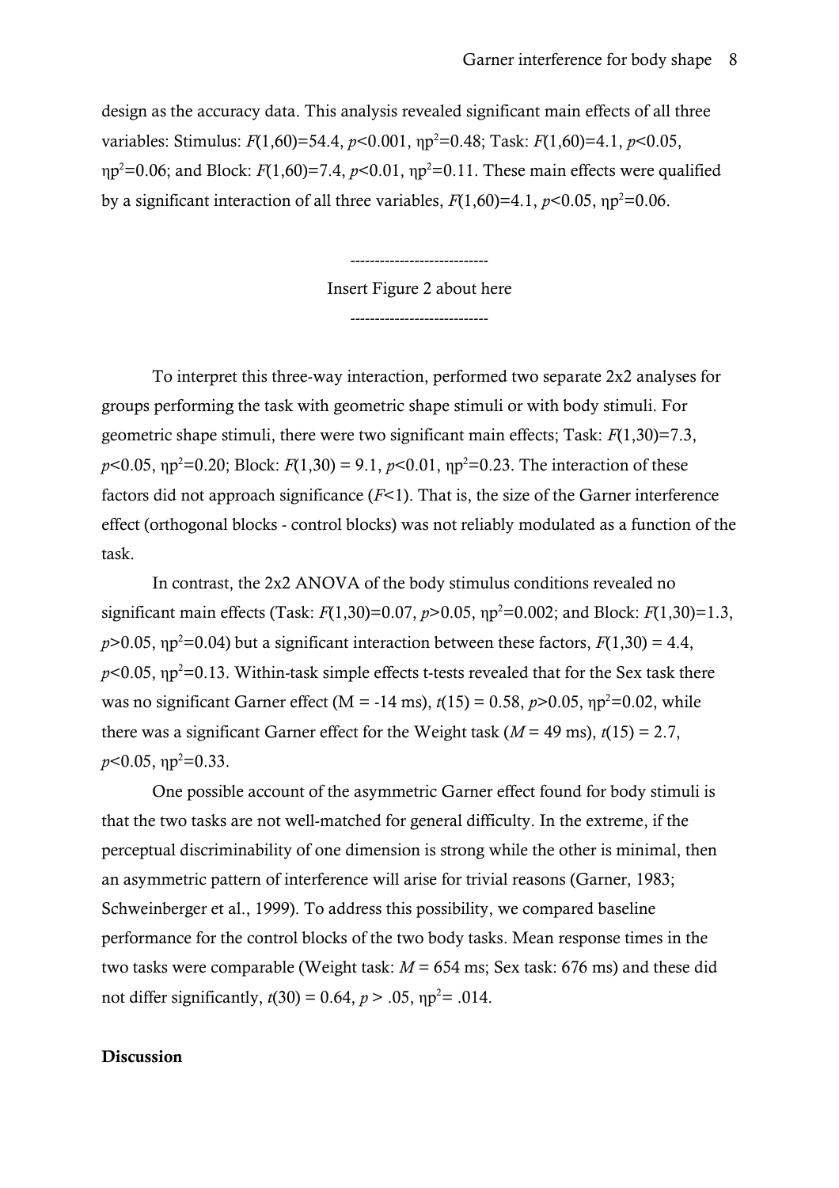design as the accuracy data. This analysis revealed significant main effects of all three variables: Stimulus: $F(1,60)=54.4$, $p<0.001$, $\eta p^2=0.48$; Task: $F(1,60)=4.1$, $p<0.05$, $\eta p^2=0.06$; and Block: $F(1,60)=7.4$, $p<0.01$, $\eta p^2=0.11$. These main effects were qualified by a significant interaction of all three variables, $F(1,60)=4.1$, $p<0.05$, $\eta p^2=0.06$.

----------------------------

Insert Figure 2 about here

----------------------------

To interpret this three-way interaction, performed two separate 2x2 analyses for groups performing the task with geometric shape stimuli or with body stimuli. For geometric shape stimuli, there were two significant main effects; Task: $F(1,30)=7.3$, $p<0.05$, $\eta p^2=0.20$; Block: $F(1,30) = 9.1$, $p<0.01$, $\eta p^2=0.23$. The interaction of these factors did not approach significance ($F<1$). That is, the size of the Garner interference effect (orthogonal blocks - control blocks) was not reliably modulated as a function of the task.

In contrast, the 2x2 ANOVA of the body stimulus conditions revealed no significant main effects (Task: $F(1,30)=0.07$, $p>0.05$, $\eta p^2=0.002$; and Block: $F(1,30)=1.3$, $p>0.05$, $\eta p^2=0.04$) but a significant interaction between these factors, $F(1,30) = 4.4$, $p<0.05$, $\eta p^2=0.13$. Within-task simple effects t-tests revealed that for the Sex task there was no significant Garner effect (M = -14 ms), $t(15) = 0.58$, $p>0.05$, $\eta p^2=0.02$, while there was a significant Garner effect for the Weight task ($M$ = 49 ms), $t(15) = 2.7$, $p<0.05$, $\eta p^2=0.33$.

One possible account of the asymmetric Garner effect found for body stimuli is that the two tasks are not well-matched for general difficulty. In the extreme, if the perceptual discriminability of one dimension is strong while the other is minimal, then an asymmetric pattern of interference will arise for trivial reasons (Garner, 1983; Schweinberger et al., 1999). To address this possibility, we compared baseline performance for the control blocks of the two body tasks. Mean response times in the two tasks were comparable (Weight task: $M$ = 654 ms; Sex task: 676 ms) and these did not differ significantly, $t(30) = 0.64$, $p > .05$, $\eta p^2= .014$.

**Discussion**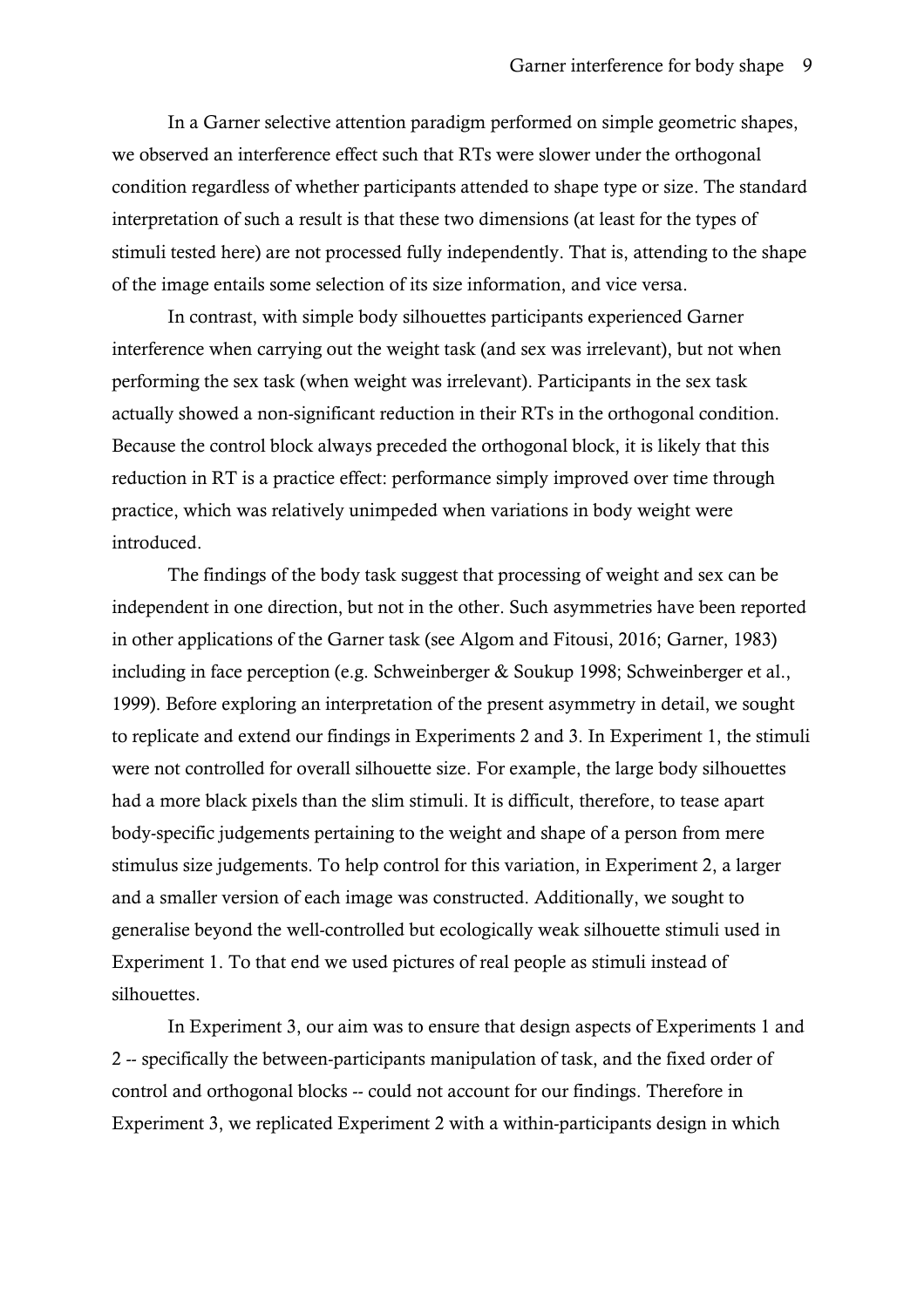In a Garner selective attention paradigm performed on simple geometric shapes, we observed an interference effect such that RTs were slower under the orthogonal condition regardless of whether participants attended to shape type or size. The standard interpretation of such a result is that these two dimensions (at least for the types of stimuli tested here) are not processed fully independently. That is, attending to the shape of the image entails some selection of its size information, and vice versa.

In contrast, with simple body silhouettes participants experienced Garner interference when carrying out the weight task (and sex was irrelevant), but not when performing the sex task (when weight was irrelevant). Participants in the sex task actually showed a non-significant reduction in their RTs in the orthogonal condition. Because the control block always preceded the orthogonal block, it is likely that this reduction in RT is a practice effect: performance simply improved over time through practice, which was relatively unimpeded when variations in body weight were introduced.

The findings of the body task suggest that processing of weight and sex can be independent in one direction, but not in the other. Such asymmetries have been reported in other applications of the Garner task (see Algom and Fitousi, 2016; Garner, 1983) including in face perception (e.g. Schweinberger & Soukup 1998; Schweinberger et al., 1999). Before exploring an interpretation of the present asymmetry in detail, we sought to replicate and extend our findings in Experiments 2 and 3. In Experiment 1, the stimuli were not controlled for overall silhouette size. For example, the large body silhouettes had a more black pixels than the slim stimuli. It is difficult, therefore, to tease apart body-specific judgements pertaining to the weight and shape of a person from mere stimulus size judgements. To help control for this variation, in Experiment 2, a larger and a smaller version of each image was constructed. Additionally, we sought to generalise beyond the well-controlled but ecologically weak silhouette stimuli used in Experiment 1. To that end we used pictures of real people as stimuli instead of silhouettes.

In Experiment 3, our aim was to ensure that design aspects of Experiments 1 and 2 -- specifically the between-participants manipulation of task, and the fixed order of control and orthogonal blocks -- could not account for our findings. Therefore in Experiment 3, we replicated Experiment 2 with a within-participants design in which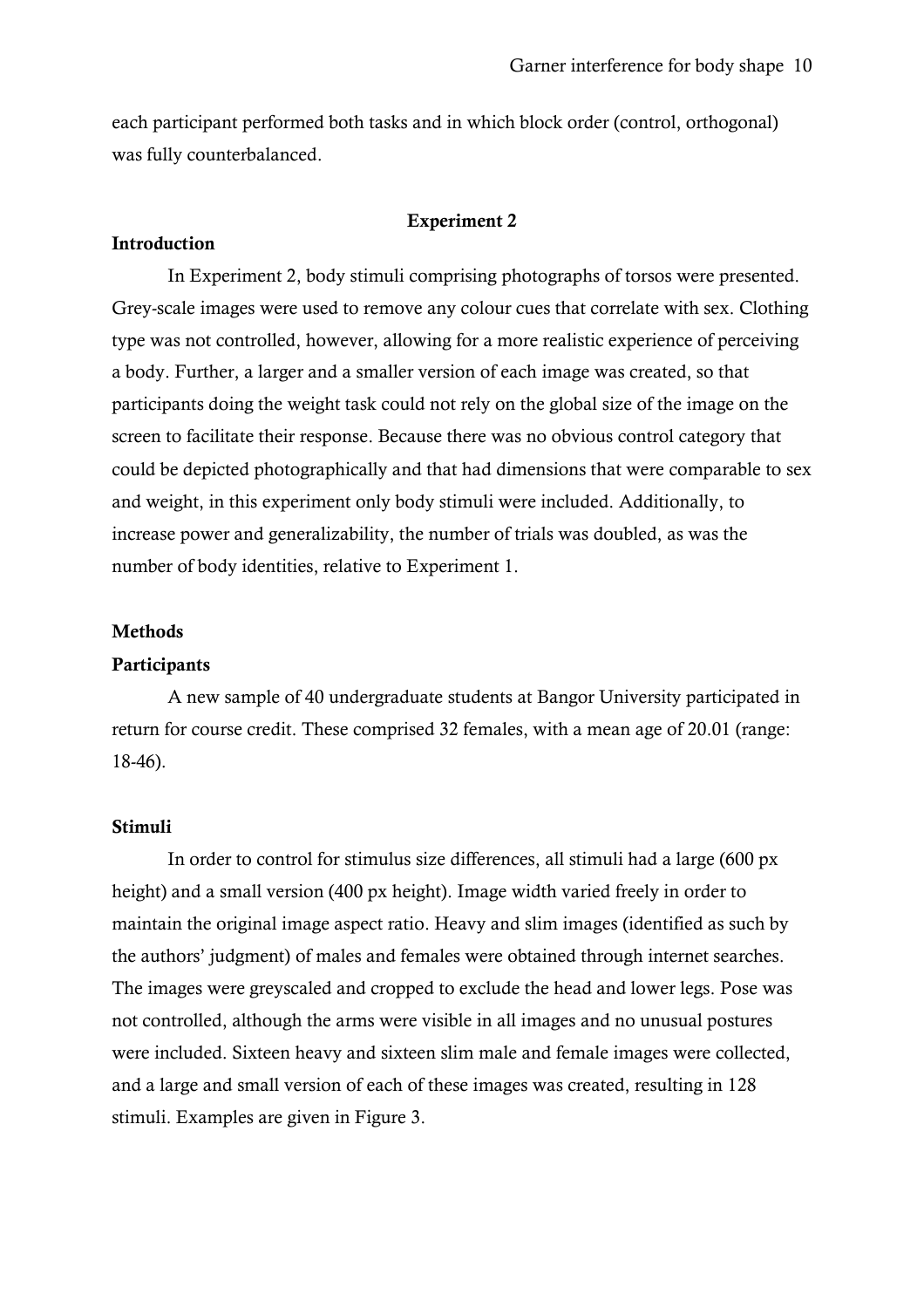each participant performed both tasks and in which block order (control, orthogonal) was fully counterbalanced.

## Experiment 2

### Introduction

In Experiment 2, body stimuli comprising photographs of torsos were presented. Grey-scale images were used to remove any colour cues that correlate with sex. Clothing type was not controlled, however, allowing for a more realistic experience of perceiving a body. Further, a larger and a smaller version of each image was created, so that participants doing the weight task could not rely on the global size of the image on the screen to facilitate their response. Because there was no obvious control category that could be depicted photographically and that had dimensions that were comparable to sex and weight, in this experiment only body stimuli were included. Additionally, to increase power and generalizability, the number of trials was doubled, as was the number of body identities, relative to Experiment 1.

### Methods

#### Participants

A new sample of 40 undergraduate students at Bangor University participated in return for course credit. These comprised 32 females, with a mean age of 20.01 (range: 18-46).

#### Stimuli

In order to control for stimulus size differences, all stimuli had a large (600 px height) and a small version (400 px height). Image width varied freely in order to maintain the original image aspect ratio. Heavy and slim images (identified as such by the authors' judgment) of males and females were obtained through internet searches. The images were greyscaled and cropped to exclude the head and lower legs. Pose was not controlled, although the arms were visible in all images and no unusual postures were included. Sixteen heavy and sixteen slim male and female images were collected, and a large and small version of each of these images was created, resulting in 128 stimuli. Examples are given in Figure 3.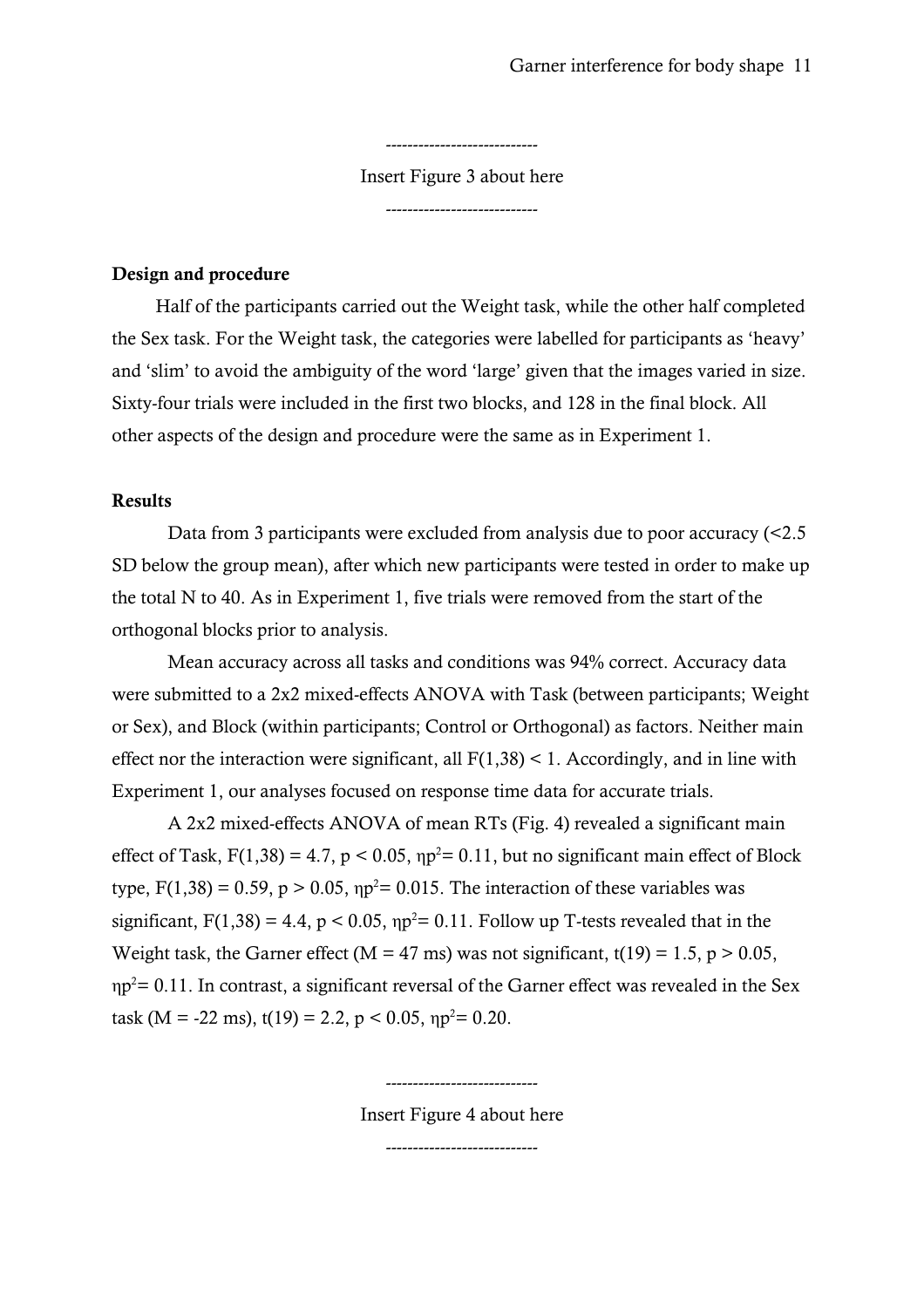----------------------------

Insert Figure 3 about here

----------------------------

**Design and procedure**

Half of the participants carried out the Weight task, while the other half completed the Sex task. For the Weight task, the categories were labelled for participants as 'heavy' and 'slim' to avoid the ambiguity of the word 'large' given that the images varied in size. Sixty-four trials were included in the first two blocks, and 128 in the final block. All other aspects of the design and procedure were the same as in Experiment 1.

**Results**

Data from 3 participants were excluded from analysis due to poor accuracy (<2.5 SD below the group mean), after which new participants were tested in order to make up the total N to 40. As in Experiment 1, five trials were removed from the start of the orthogonal blocks prior to analysis.

Mean accuracy across all tasks and conditions was 94% correct. Accuracy data were submitted to a 2x2 mixed-effects ANOVA with Task (between participants; Weight or Sex), and Block (within participants; Control or Orthogonal) as factors. Neither main effect nor the interaction were significant, all $F(1,38) < 1$. Accordingly, and in line with Experiment 1, our analyses focused on response time data for accurate trials.

A 2x2 mixed-effects ANOVA of mean RTs (Fig. 4) revealed a significant main effect of Task, $F(1,38) = 4.7$, $p < 0.05$, $\eta p^2 = 0.11$, but no significant main effect of Block type, $F(1,38) = 0.59$, $p > 0.05$, $\eta p^2 = 0.015$. The interaction of these variables was significant, $F(1,38) = 4.4$, $p < 0.05$, $\eta p^2 = 0.11$. Follow up T-tests revealed that in the Weight task, the Garner effect ($M = 47$ ms) was not significant, $t(19) = 1.5$, $p > 0.05$, $\eta p^2 = 0.11$. In contrast, a significant reversal of the Garner effect was revealed in the Sex task ($M = -22$ ms), $t(19) = 2.2$, $p < 0.05$, $\eta p^2 = 0.20$.

----------------------------

Insert Figure 4 about here

----------------------------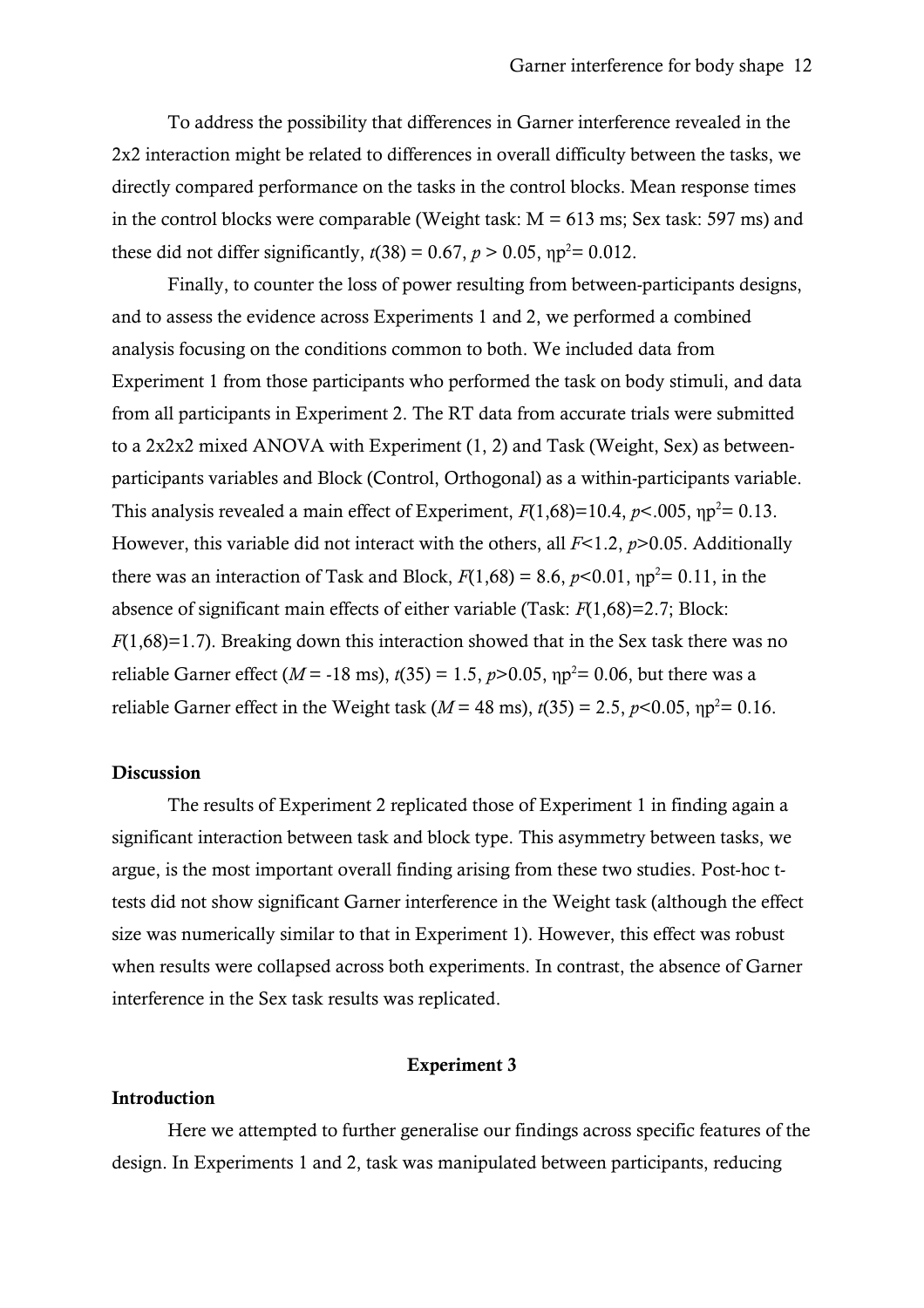To address the possibility that differences in Garner interference revealed in the 2x2 interaction might be related to differences in overall difficulty between the tasks, we directly compared performance on the tasks in the control blocks. Mean response times in the control blocks were comparable (Weight task: M = 613 ms; Sex task: 597 ms) and these did not differ significantly, $t(38) = 0.67$, $p > 0.05$, $\eta p^2 = 0.012$.

Finally, to counter the loss of power resulting from between-participants designs, and to assess the evidence across Experiments 1 and 2, we performed a combined analysis focusing on the conditions common to both. We included data from Experiment 1 from those participants who performed the task on body stimuli, and data from all participants in Experiment 2. The RT data from accurate trials were submitted to a 2x2x2 mixed ANOVA with Experiment (1, 2) and Task (Weight, Sex) as between-participants variables and Block (Control, Orthogonal) as a within-participants variable. This analysis revealed a main effect of Experiment, $F(1,68)=10.4$, $p<.005$, $\eta p^2 = 0.13$. However, this variable did not interact with the others, all $F<1.2$, $p>0.05$. Additionally there was an interaction of Task and Block, $F(1,68) = 8.6$, $p<0.01$, $\eta p^2 = 0.11$, in the absence of significant main effects of either variable (Task: $F(1,68)=2.7$; Block: $F(1,68)=1.7$). Breaking down this interaction showed that in the Sex task there was no reliable Garner effect ($M$ = -18 ms), $t(35) = 1.5$, $p>0.05$, $\eta p^2 = 0.06$, but there was a reliable Garner effect in the Weight task ($M$ = 48 ms), $t(35) = 2.5$, $p<0.05$, $\eta p^2 = 0.16$.

### Discussion

The results of Experiment 2 replicated those of Experiment 1 in finding again a significant interaction between task and block type. This asymmetry between tasks, we argue, is the most important overall finding arising from these two studies. Post-hoc t-tests did not show significant Garner interference in the Weight task (although the effect size was numerically similar to that in Experiment 1). However, this effect was robust when results were collapsed across both experiments. In contrast, the absence of Garner interference in the Sex task results was replicated.

## Experiment 3

### Introduction

Here we attempted to further generalise our findings across specific features of the design. In Experiments 1 and 2, task was manipulated between participants, reducing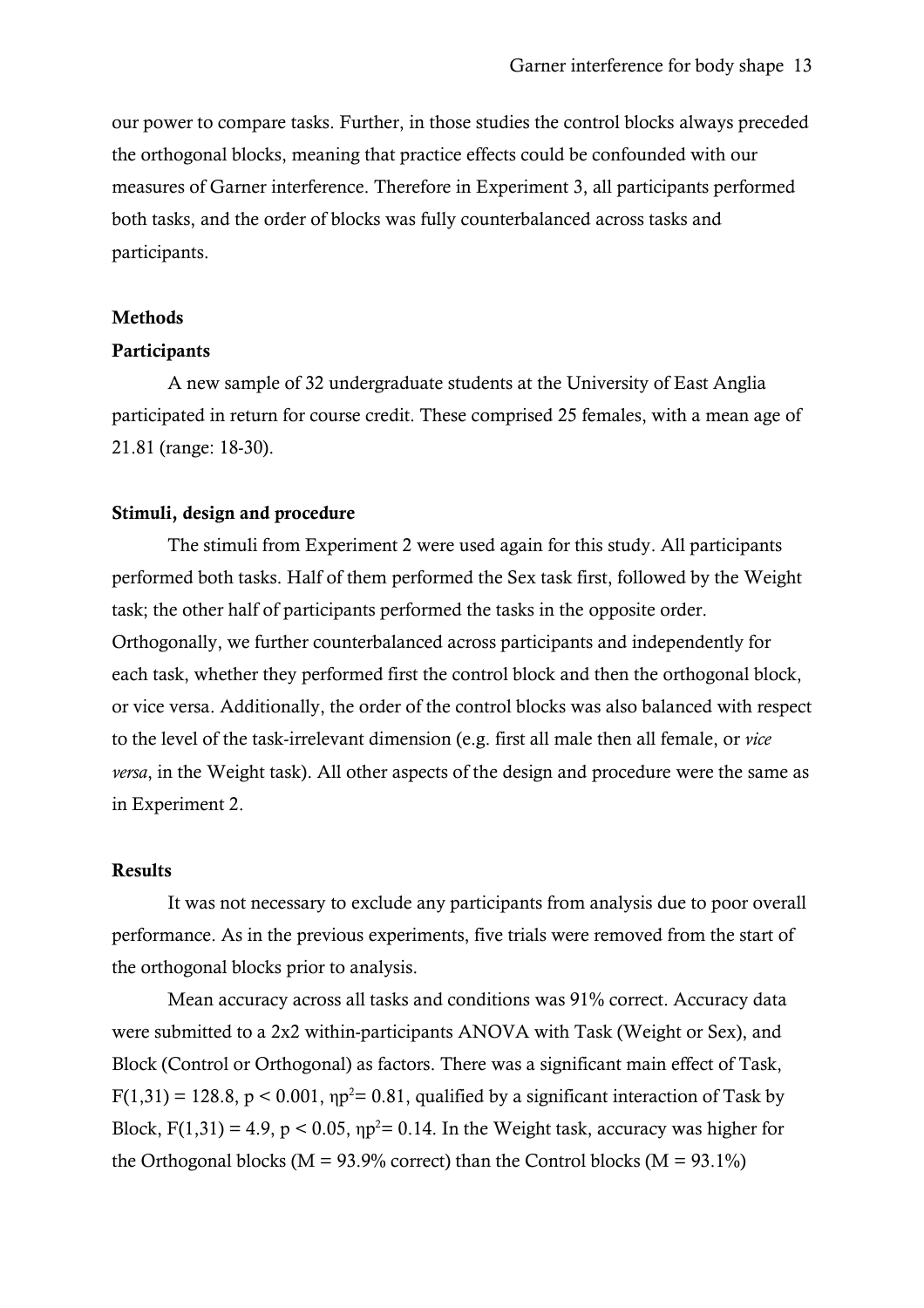our power to compare tasks. Further, in those studies the control blocks always preceded the orthogonal blocks, meaning that practice effects could be confounded with our measures of Garner interference. Therefore in Experiment 3, all participants performed both tasks, and the order of blocks was fully counterbalanced across tasks and participants.

## Methods

### Participants

A new sample of 32 undergraduate students at the University of East Anglia participated in return for course credit. These comprised 25 females, with a mean age of 21.81 (range: 18-30).

### Stimuli, design and procedure

The stimuli from Experiment 2 were used again for this study. All participants performed both tasks. Half of them performed the Sex task first, followed by the Weight task; the other half of participants performed the tasks in the opposite order. Orthogonally, we further counterbalanced across participants and independently for each task, whether they performed first the control block and then the orthogonal block, or vice versa. Additionally, the order of the control blocks was also balanced with respect to the level of the task-irrelevant dimension (e.g. first all male then all female, or *vice versa*, in the Weight task). All other aspects of the design and procedure were the same as in Experiment 2.

## Results

It was not necessary to exclude any participants from analysis due to poor overall performance. As in the previous experiments, five trials were removed from the start of the orthogonal blocks prior to analysis.

Mean accuracy across all tasks and conditions was 91% correct. Accuracy data were submitted to a 2x2 within-participants ANOVA with Task (Weight or Sex), and Block (Control or Orthogonal) as factors. There was a significant main effect of Task, $F(1,31) = 128.8$, $p < 0.001$, $\eta p^2 = 0.81$, qualified by a significant interaction of Task by Block, $F(1,31) = 4.9$, $p < 0.05$, $\eta p^2 = 0.14$. In the Weight task, accuracy was higher for the Orthogonal blocks (M = 93.9% correct) than the Control blocks (M = 93.1%)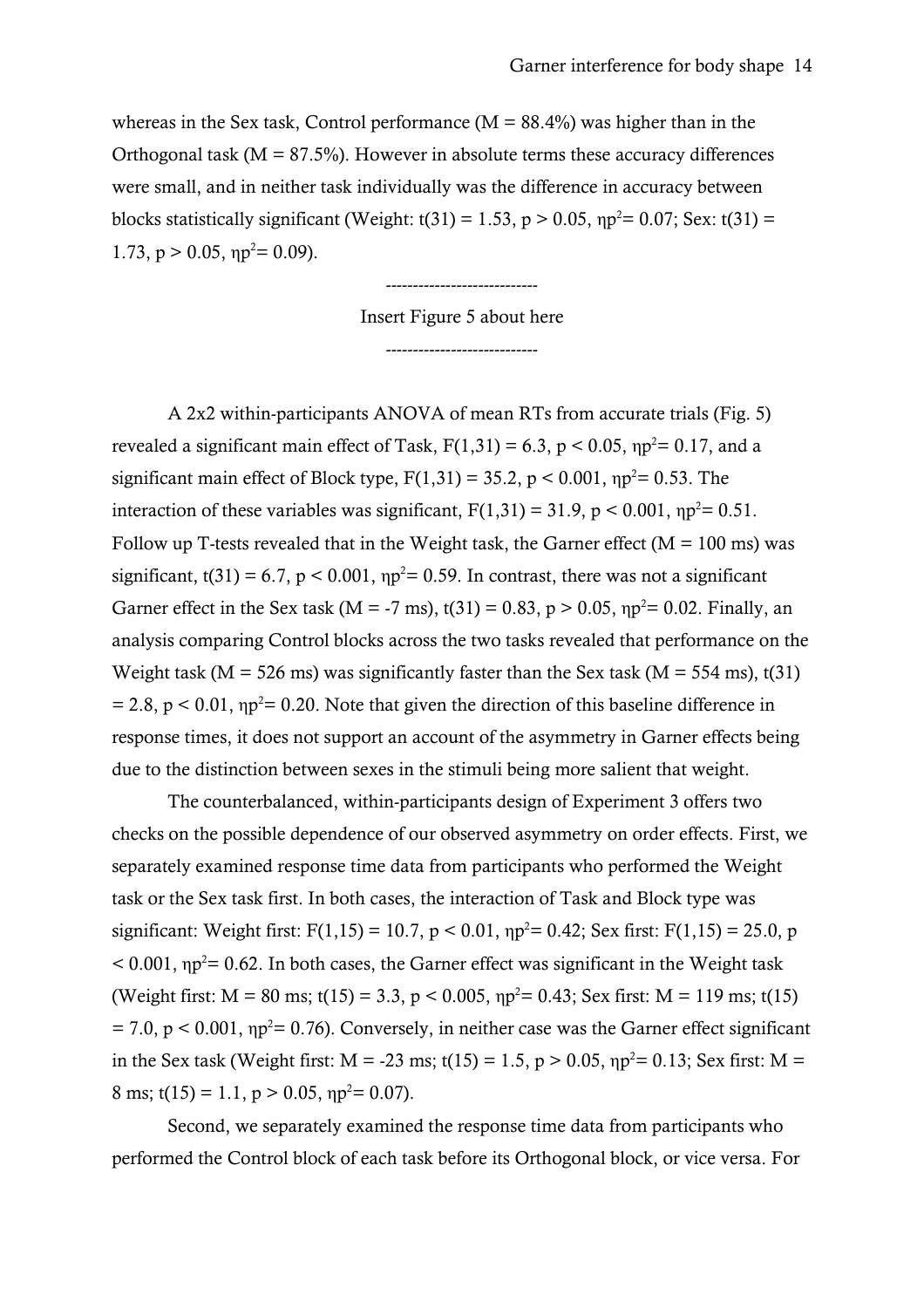whereas in the Sex task, Control performance (M = 88.4%) was higher than in the Orthogonal task (M = 87.5%). However in absolute terms these accuracy differences were small, and in neither task individually was the difference in accuracy between blocks statistically significant (Weight: $t(31) = 1.53$, $p > 0.05$, $\eta p^2 = 0.07$; Sex: $t(31) = 1.73$, $p > 0.05$, $\eta p^2 = 0.09$).

----------------------------

Insert Figure 5 about here

----------------------------

A 2x2 within-participants ANOVA of mean RTs from accurate trials (Fig. 5) revealed a significant main effect of Task, $F(1,31) = 6.3$, $p < 0.05$, $\eta p^2 = 0.17$, and a significant main effect of Block type, $F(1,31) = 35.2$, $p < 0.001$, $\eta p^2 = 0.53$. The interaction of these variables was significant, $F(1,31) = 31.9$, $p < 0.001$, $\eta p^2 = 0.51$. Follow up T-tests revealed that in the Weight task, the Garner effect (M = 100 ms) was significant, $t(31) = 6.7$, $p < 0.001$, $\eta p^2 = 0.59$. In contrast, there was not a significant Garner effect in the Sex task (M = -7 ms), $t(31) = 0.83$, $p > 0.05$, $\eta p^2 = 0.02$. Finally, an analysis comparing Control blocks across the two tasks revealed that performance on the Weight task (M = 526 ms) was significantly faster than the Sex task (M = 554 ms), $t(31) = 2.8$, $p < 0.01$, $\eta p^2 = 0.20$. Note that given the direction of this baseline difference in response times, it does not support an account of the asymmetry in Garner effects being due to the distinction between sexes in the stimuli being more salient that weight.

The counterbalanced, within-participants design of Experiment 3 offers two checks on the possible dependence of our observed asymmetry on order effects. First, we separately examined response time data from participants who performed the Weight task or the Sex task first. In both cases, the interaction of Task and Block type was significant: Weight first: $F(1,15) = 10.7$, $p < 0.01$, $\eta p^2 = 0.42$; Sex first: $F(1,15) = 25.0$, $p < 0.001$, $\eta p^2 = 0.62$. In both cases, the Garner effect was significant in the Weight task (Weight first: M = 80 ms; $t(15) = 3.3$, $p < 0.005$, $\eta p^2 = 0.43$; Sex first: M = 119 ms; $t(15) = 7.0$, $p < 0.001$, $\eta p^2 = 0.76$). Conversely, in neither case was the Garner effect significant in the Sex task (Weight first: M = -23 ms; $t(15) = 1.5$, $p > 0.05$, $\eta p^2 = 0.13$; Sex first: M = 8 ms; $t(15) = 1.1$, $p > 0.05$, $\eta p^2 = 0.07$).

Second, we separately examined the response time data from participants who performed the Control block of each task before its Orthogonal block, or vice versa. For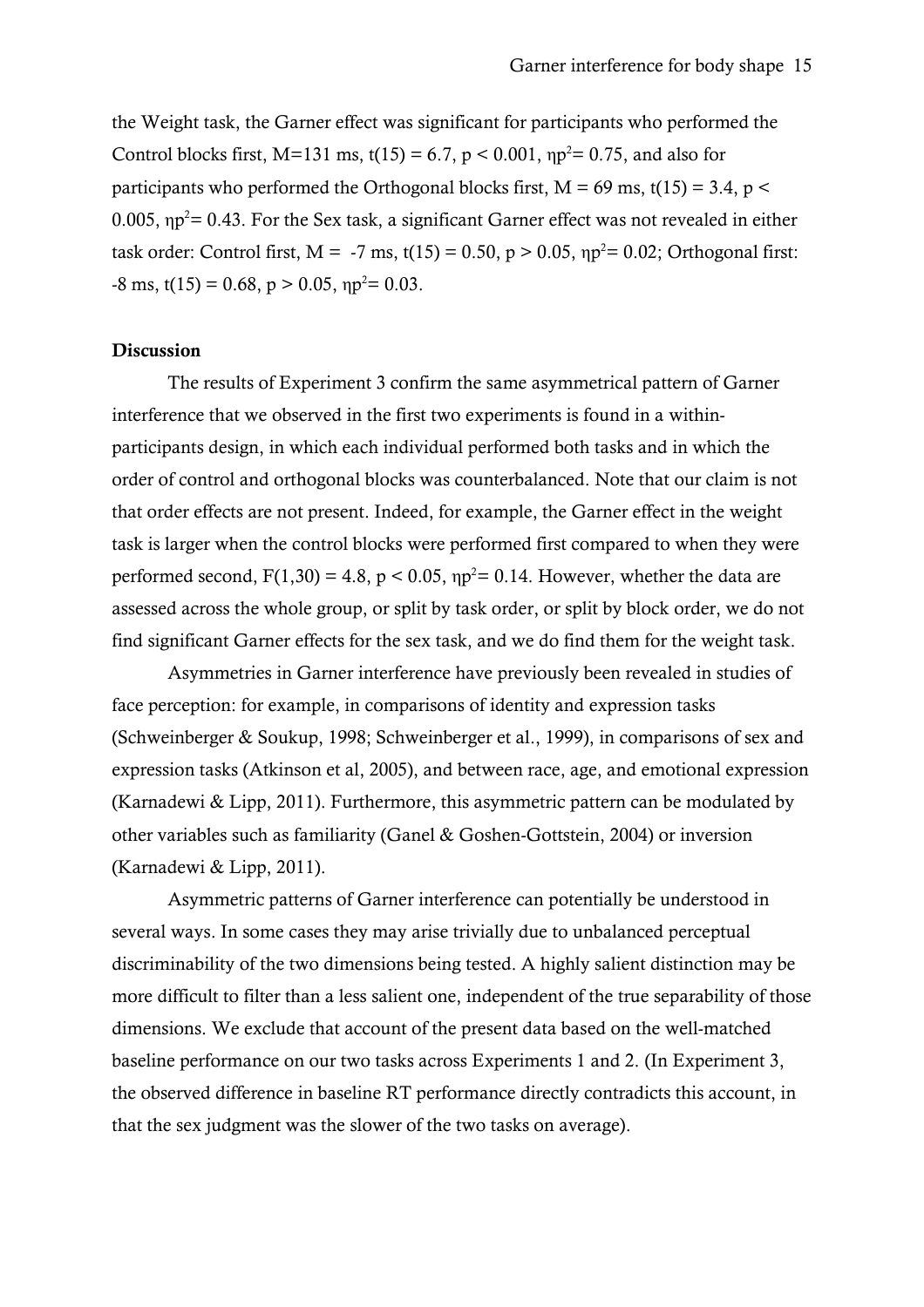the Weight task, the Garner effect was significant for participants who performed the Control blocks first, M=131 ms, $t(15) = 6.7$, $p < 0.001$, $\eta p^2 = 0.75$, and also for participants who performed the Orthogonal blocks first, M = 69 ms, $t(15) = 3.4$, $p < 0.005$, $\eta p^2 = 0.43$. For the Sex task, a significant Garner effect was not revealed in either task order: Control first, M = -7 ms, $t(15) = 0.50$, $p > 0.05$, $\eta p^2 = 0.02$; Orthogonal first: -8 ms, $t(15) = 0.68$, $p > 0.05$, $\eta p^2 = 0.03$.

**Discussion**

The results of Experiment 3 confirm the same asymmetrical pattern of Garner interference that we observed in the first two experiments is found in a within-participants design, in which each individual performed both tasks and in which the order of control and orthogonal blocks was counterbalanced. Note that our claim is not that order effects are not present. Indeed, for example, the Garner effect in the weight task is larger when the control blocks were performed first compared to when they were performed second, $F(1,30) = 4.8$, $p < 0.05$, $\eta p^2 = 0.14$. However, whether the data are assessed across the whole group, or split by task order, or split by block order, we do not find significant Garner effects for the sex task, and we do find them for the weight task.

Asymmetries in Garner interference have previously been revealed in studies of face perception: for example, in comparisons of identity and expression tasks (Schweinberger & Soukup, 1998; Schweinberger et al., 1999), in comparisons of sex and expression tasks (Atkinson et al, 2005), and between race, age, and emotional expression (Karnadewi & Lipp, 2011). Furthermore, this asymmetric pattern can be modulated by other variables such as familiarity (Ganel & Goshen-Gottstein, 2004) or inversion (Karnadewi & Lipp, 2011).

Asymmetric patterns of Garner interference can potentially be understood in several ways. In some cases they may arise trivially due to unbalanced perceptual discriminability of the two dimensions being tested. A highly salient distinction may be more difficult to filter than a less salient one, independent of the true separability of those dimensions. We exclude that account of the present data based on the well-matched baseline performance on our two tasks across Experiments 1 and 2. (In Experiment 3, the observed difference in baseline RT performance directly contradicts this account, in that the sex judgment was the slower of the two tasks on average).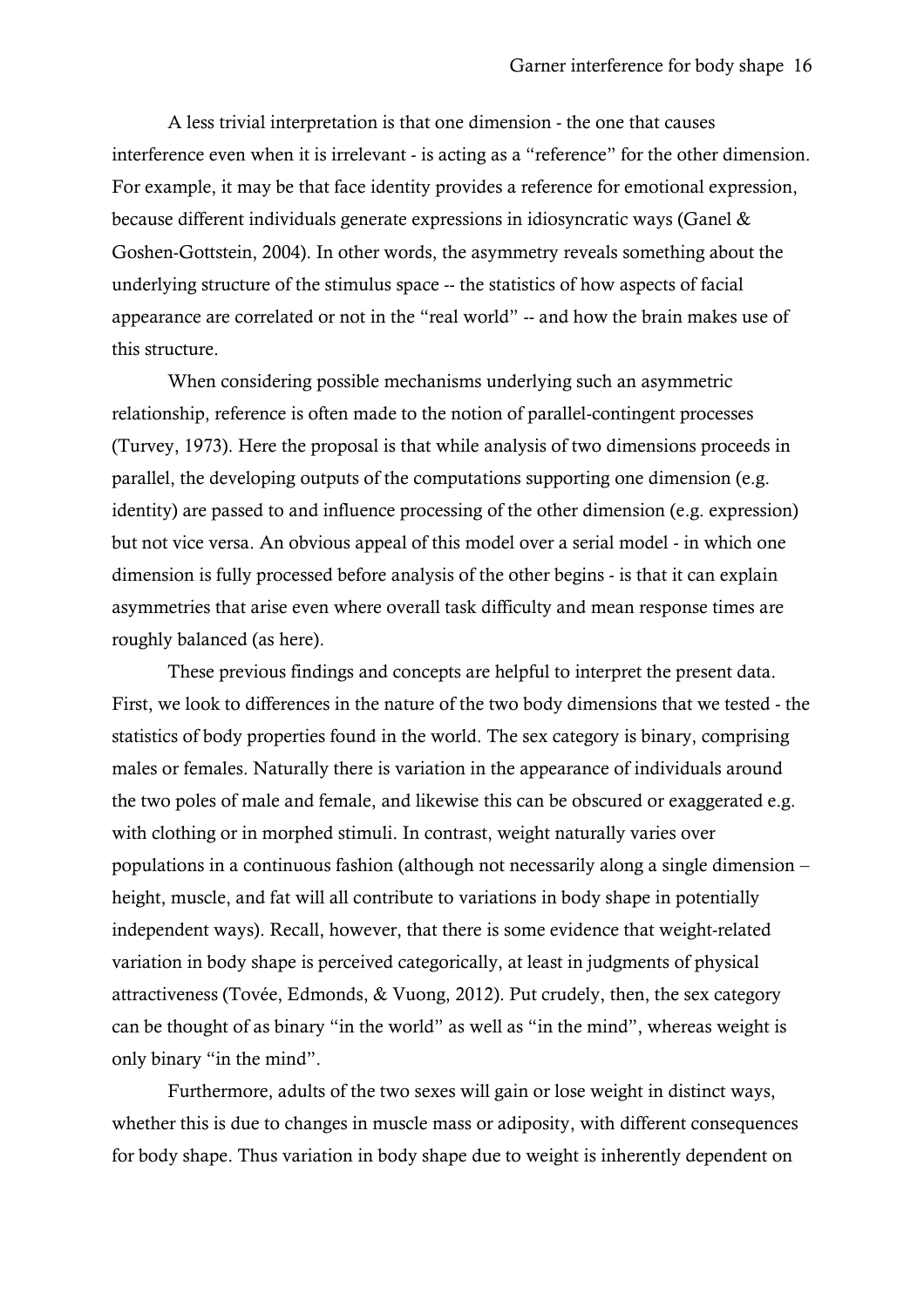A less trivial interpretation is that one dimension - the one that causes interference even when it is irrelevant - is acting as a "reference" for the other dimension. For example, it may be that face identity provides a reference for emotional expression, because different individuals generate expressions in idiosyncratic ways (Ganel & Goshen-Gottstein, 2004). In other words, the asymmetry reveals something about the underlying structure of the stimulus space -- the statistics of how aspects of facial appearance are correlated or not in the "real world" -- and how the brain makes use of this structure.

When considering possible mechanisms underlying such an asymmetric relationship, reference is often made to the notion of parallel-contingent processes (Turvey, 1973). Here the proposal is that while analysis of two dimensions proceeds in parallel, the developing outputs of the computations supporting one dimension (e.g. identity) are passed to and influence processing of the other dimension (e.g. expression) but not vice versa. An obvious appeal of this model over a serial model - in which one dimension is fully processed before analysis of the other begins - is that it can explain asymmetries that arise even where overall task difficulty and mean response times are roughly balanced (as here).

These previous findings and concepts are helpful to interpret the present data. First, we look to differences in the nature of the two body dimensions that we tested - the statistics of body properties found in the world. The sex category is binary, comprising males or females. Naturally there is variation in the appearance of individuals around the two poles of male and female, and likewise this can be obscured or exaggerated e.g. with clothing or in morphed stimuli. In contrast, weight naturally varies over populations in a continuous fashion (although not necessarily along a single dimension – height, muscle, and fat will all contribute to variations in body shape in potentially independent ways). Recall, however, that there is some evidence that weight-related variation in body shape is perceived categorically, at least in judgments of physical attractiveness (Tovée, Edmonds, & Vuong, 2012). Put crudely, then, the sex category can be thought of as binary "in the world" as well as "in the mind", whereas weight is only binary "in the mind".

Furthermore, adults of the two sexes will gain or lose weight in distinct ways, whether this is due to changes in muscle mass or adiposity, with different consequences for body shape. Thus variation in body shape due to weight is inherently dependent on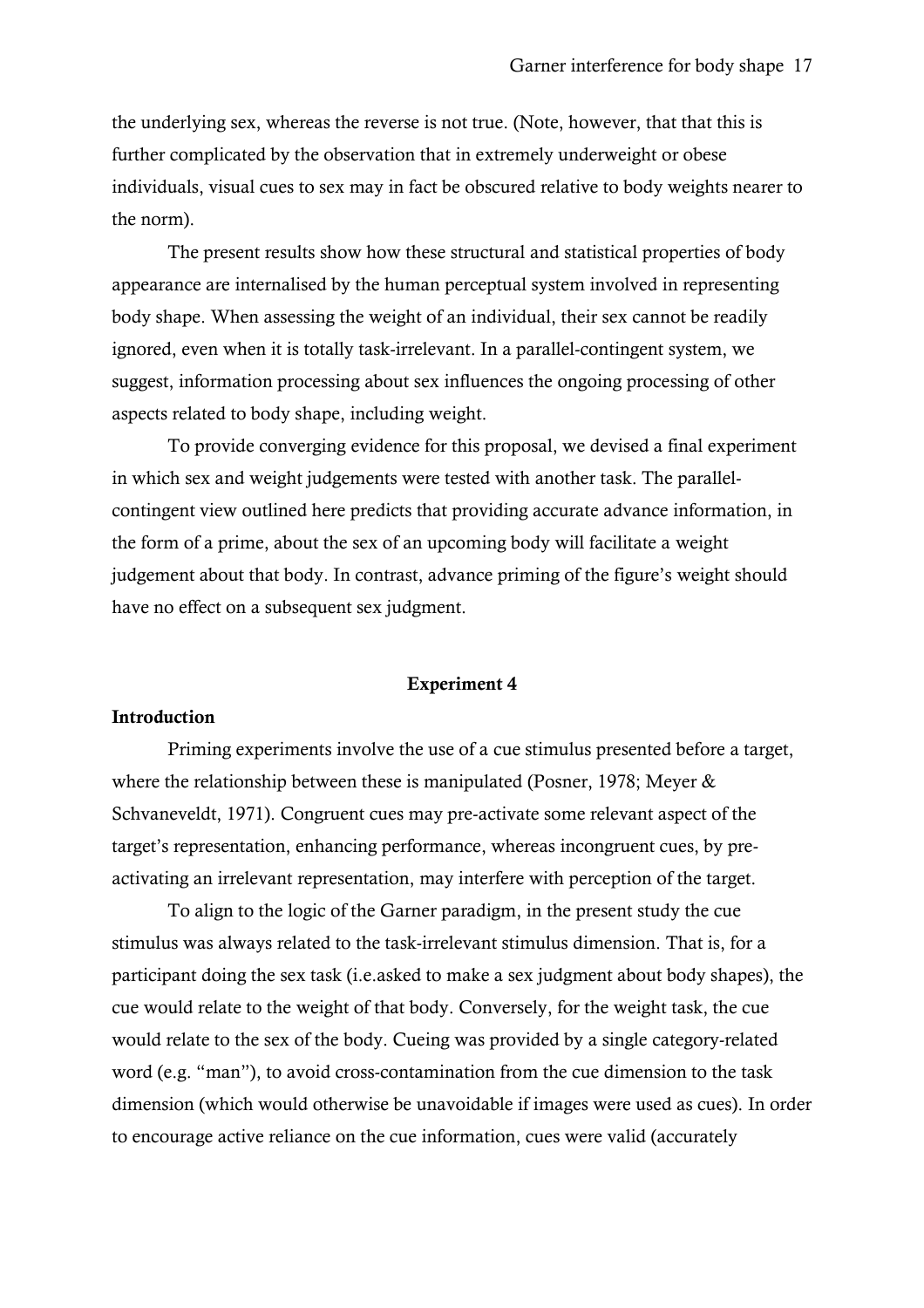the underlying sex, whereas the reverse is not true. (Note, however, that that this is further complicated by the observation that in extremely underweight or obese individuals, visual cues to sex may in fact be obscured relative to body weights nearer to the norm).

The present results show how these structural and statistical properties of body appearance are internalised by the human perceptual system involved in representing body shape. When assessing the weight of an individual, their sex cannot be readily ignored, even when it is totally task-irrelevant. In a parallel-contingent system, we suggest, information processing about sex influences the ongoing processing of other aspects related to body shape, including weight.

To provide converging evidence for this proposal, we devised a final experiment in which sex and weight judgements were tested with another task. The parallel-contingent view outlined here predicts that providing accurate advance information, in the form of a prime, about the sex of an upcoming body will facilitate a weight judgement about that body. In contrast, advance priming of the figure's weight should have no effect on a subsequent sex judgment.

## Experiment 4

### Introduction

Priming experiments involve the use of a cue stimulus presented before a target, where the relationship between these is manipulated (Posner, 1978; Meyer & Schvaneveldt, 1971). Congruent cues may pre-activate some relevant aspect of the target's representation, enhancing performance, whereas incongruent cues, by pre-activating an irrelevant representation, may interfere with perception of the target.

To align to the logic of the Garner paradigm, in the present study the cue stimulus was always related to the task-irrelevant stimulus dimension. That is, for a participant doing the sex task (i.e.asked to make a sex judgment about body shapes), the cue would relate to the weight of that body. Conversely, for the weight task, the cue would relate to the sex of the body. Cueing was provided by a single category-related word (e.g. "man"), to avoid cross-contamination from the cue dimension to the task dimension (which would otherwise be unavoidable if images were used as cues). In order to encourage active reliance on the cue information, cues were valid (accurately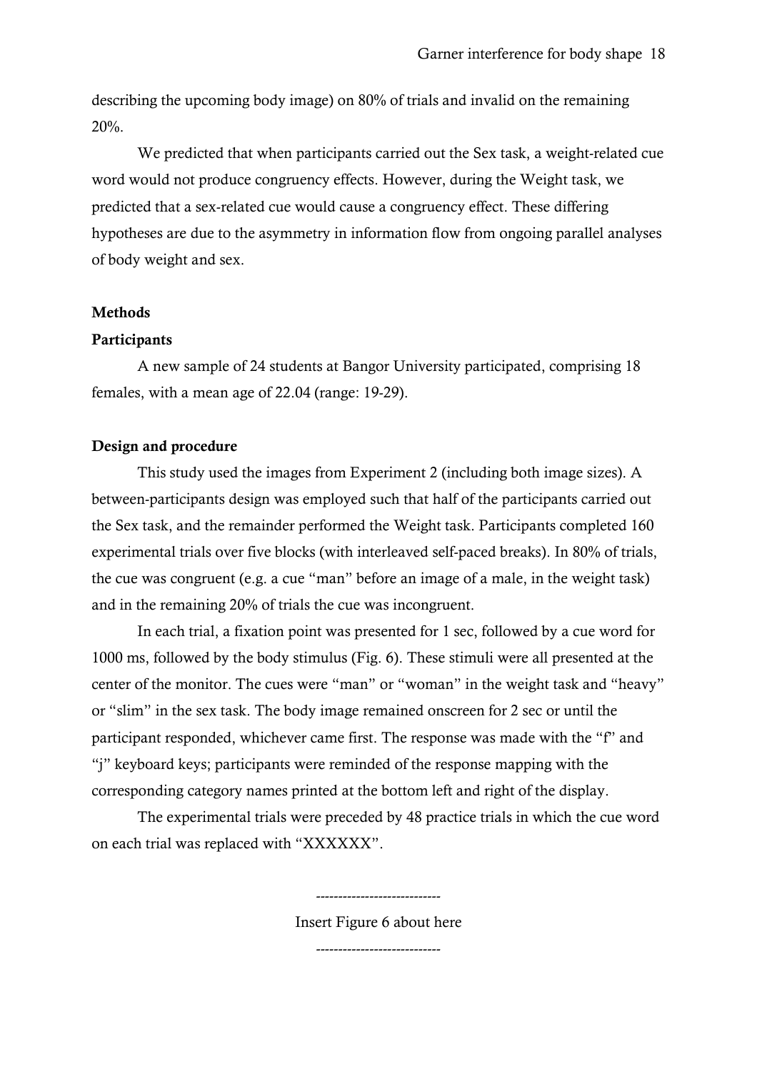describing the upcoming body image) on 80% of trials and invalid on the remaining 20%.

We predicted that when participants carried out the Sex task, a weight-related cue word would not produce congruency effects. However, during the Weight task, we predicted that a sex-related cue would cause a congruency effect. These differing hypotheses are due to the asymmetry in information flow from ongoing parallel analyses of body weight and sex.

## Methods

### Participants

A new sample of 24 students at Bangor University participated, comprising 18 females, with a mean age of 22.04 (range: 19-29).

### Design and procedure

This study used the images from Experiment 2 (including both image sizes). A between-participants design was employed such that half of the participants carried out the Sex task, and the remainder performed the Weight task. Participants completed 160 experimental trials over five blocks (with interleaved self-paced breaks). In 80% of trials, the cue was congruent (e.g. a cue "man" before an image of a male, in the weight task) and in the remaining 20% of trials the cue was incongruent.

In each trial, a fixation point was presented for 1 sec, followed by a cue word for 1000 ms, followed by the body stimulus (Fig. 6). These stimuli were all presented at the center of the monitor. The cues were "man" or "woman" in the weight task and "heavy" or "slim" in the sex task. The body image remained onscreen for 2 sec or until the participant responded, whichever came first. The response was made with the "f" and "j" keyboard keys; participants were reminded of the response mapping with the corresponding category names printed at the bottom left and right of the display.

The experimental trials were preceded by 48 practice trials in which the cue word on each trial was replaced with "XXXXXX".

----------------------------

Insert Figure 6 about here

----------------------------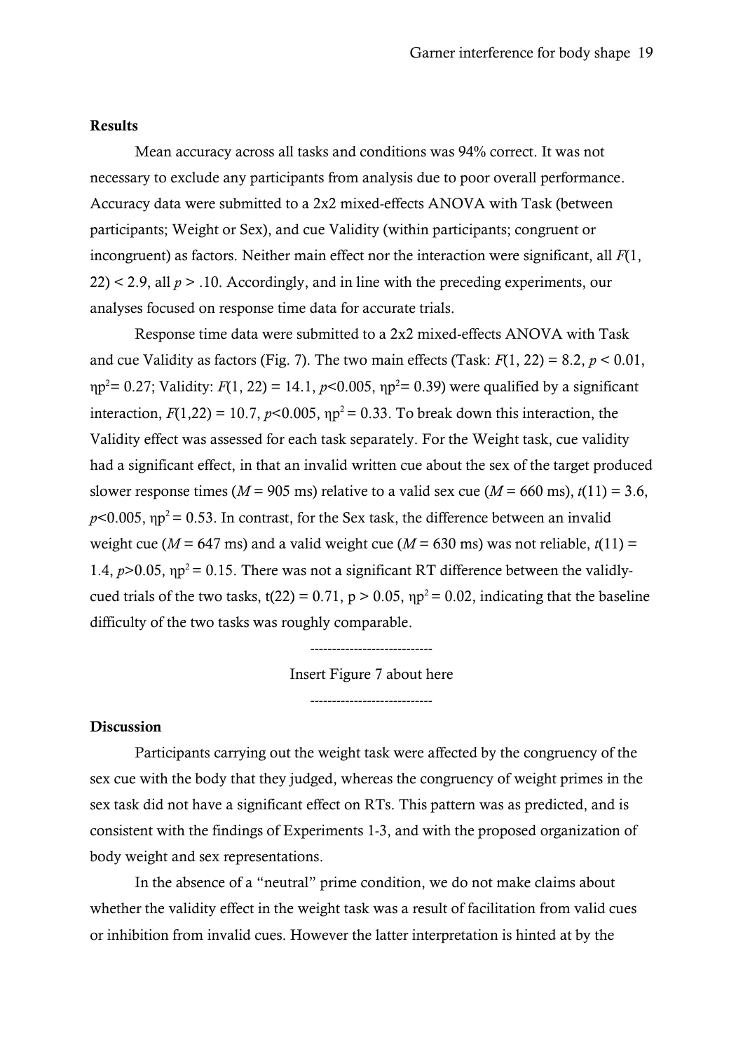**Results**

Mean accuracy across all tasks and conditions was 94% correct. It was not necessary to exclude any participants from analysis due to poor overall performance. Accuracy data were submitted to a 2x2 mixed-effects ANOVA with Task (between participants; Weight or Sex), and cue Validity (within participants; congruent or incongruent) as factors. Neither main effect nor the interaction were significant, all $F(1, 22) < 2.9$, all $p > .10$. Accordingly, and in line with the preceding experiments, our analyses focused on response time data for accurate trials.

Response time data were submitted to a 2x2 mixed-effects ANOVA with Task and cue Validity as factors (Fig. 7). The two main effects (Task: $F(1, 22) = 8.2$, $p < 0.01$, $\eta p^2 = 0.27$; Validity: $F(1, 22) = 14.1$, $p < 0.005$, $\eta p^2 = 0.39$) were qualified by a significant interaction, $F(1,22) = 10.7$, $p < 0.005$, $\eta p^2 = 0.33$. To break down this interaction, the Validity effect was assessed for each task separately. For the Weight task, cue validity had a significant effect, in that an invalid written cue about the sex of the target produced slower response times ($M = 905$ ms) relative to a valid sex cue ($M = 660$ ms), $t(11) = 3.6$, $p < 0.005$, $\eta p^2 = 0.53$. In contrast, for the Sex task, the difference between an invalid weight cue ($M = 647$ ms) and a valid weight cue ($M = 630$ ms) was not reliable, $t(11) = 1.4$, $p > 0.05$, $\eta p^2 = 0.15$. There was not a significant RT difference between the validly-cued trials of the two tasks, $t(22) = 0.71$, $p > 0.05$, $\eta p^2 = 0.02$, indicating that the baseline difficulty of the two tasks was roughly comparable.

---------------------------

Insert Figure 7 about here

---------------------------

**Discussion**

Participants carrying out the weight task were affected by the congruency of the sex cue with the body that they judged, whereas the congruency of weight primes in the sex task did not have a significant effect on RTs. This pattern was as predicted, and is consistent with the findings of Experiments 1-3, and with the proposed organization of body weight and sex representations.

In the absence of a "neutral" prime condition, we do not make claims about whether the validity effect in the weight task was a result of facilitation from valid cues or inhibition from invalid cues. However the latter interpretation is hinted at by the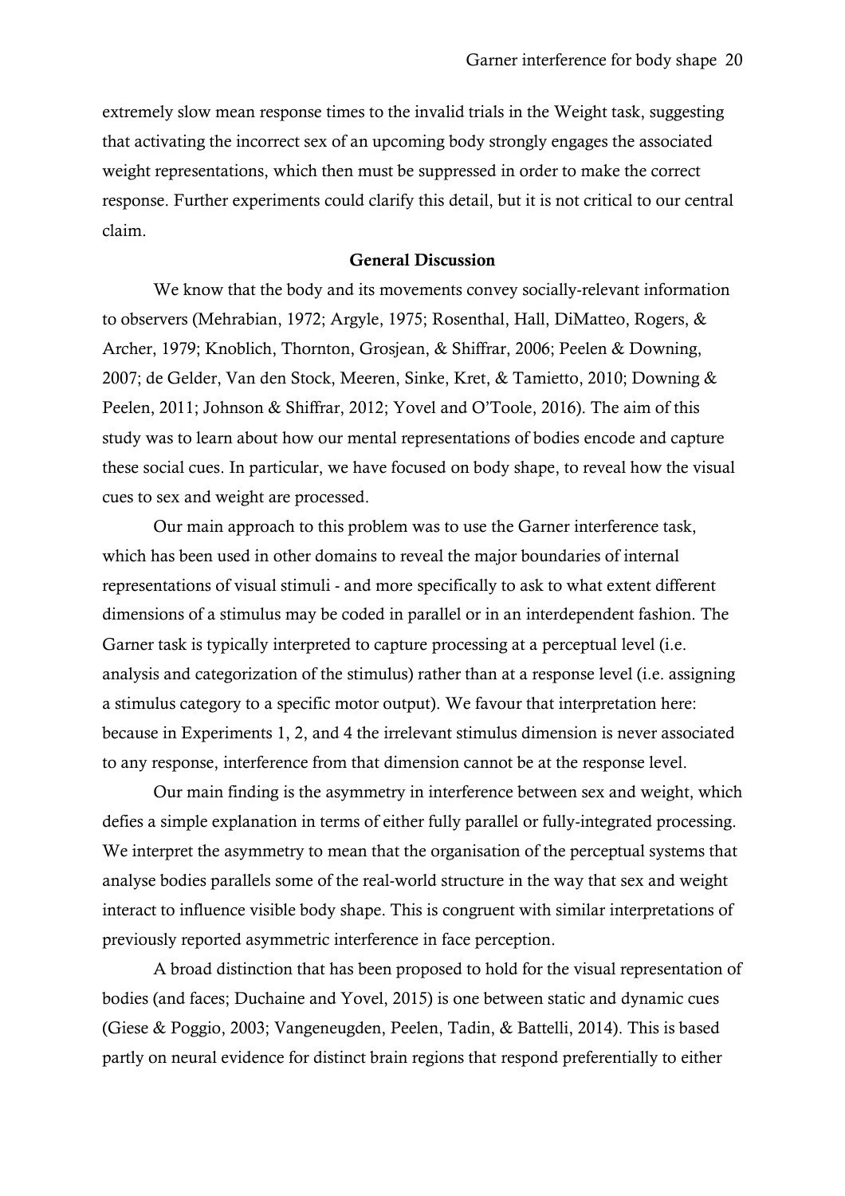extremely slow mean response times to the invalid trials in the Weight task, suggesting that activating the incorrect sex of an upcoming body strongly engages the associated weight representations, which then must be suppressed in order to make the correct response. Further experiments could clarify this detail, but it is not critical to our central claim.

## General Discussion

We know that the body and its movements convey socially-relevant information to observers (Mehrabian, 1972; Argyle, 1975; Rosenthal, Hall, DiMatteo, Rogers, & Archer, 1979; Knoblich, Thornton, Grosjean, & Shiffrar, 2006; Peelen & Downing, 2007; de Gelder, Van den Stock, Meeren, Sinke, Kret, & Tamietto, 2010; Downing & Peelen, 2011; Johnson & Shiffrar, 2012; Yovel and O'Toole, 2016). The aim of this study was to learn about how our mental representations of bodies encode and capture these social cues. In particular, we have focused on body shape, to reveal how the visual cues to sex and weight are processed.

Our main approach to this problem was to use the Garner interference task, which has been used in other domains to reveal the major boundaries of internal representations of visual stimuli - and more specifically to ask to what extent different dimensions of a stimulus may be coded in parallel or in an interdependent fashion. The Garner task is typically interpreted to capture processing at a perceptual level (i.e. analysis and categorization of the stimulus) rather than at a response level (i.e. assigning a stimulus category to a specific motor output). We favour that interpretation here: because in Experiments 1, 2, and 4 the irrelevant stimulus dimension is never associated to any response, interference from that dimension cannot be at the response level.

Our main finding is the asymmetry in interference between sex and weight, which defies a simple explanation in terms of either fully parallel or fully-integrated processing. We interpret the asymmetry to mean that the organisation of the perceptual systems that analyse bodies parallels some of the real-world structure in the way that sex and weight interact to influence visible body shape. This is congruent with similar interpretations of previously reported asymmetric interference in face perception.

A broad distinction that has been proposed to hold for the visual representation of bodies (and faces; Duchaine and Yovel, 2015) is one between static and dynamic cues (Giese & Poggio, 2003; Vangeneugden, Peelen, Tadin, & Battelli, 2014). This is based partly on neural evidence for distinct brain regions that respond preferentially to either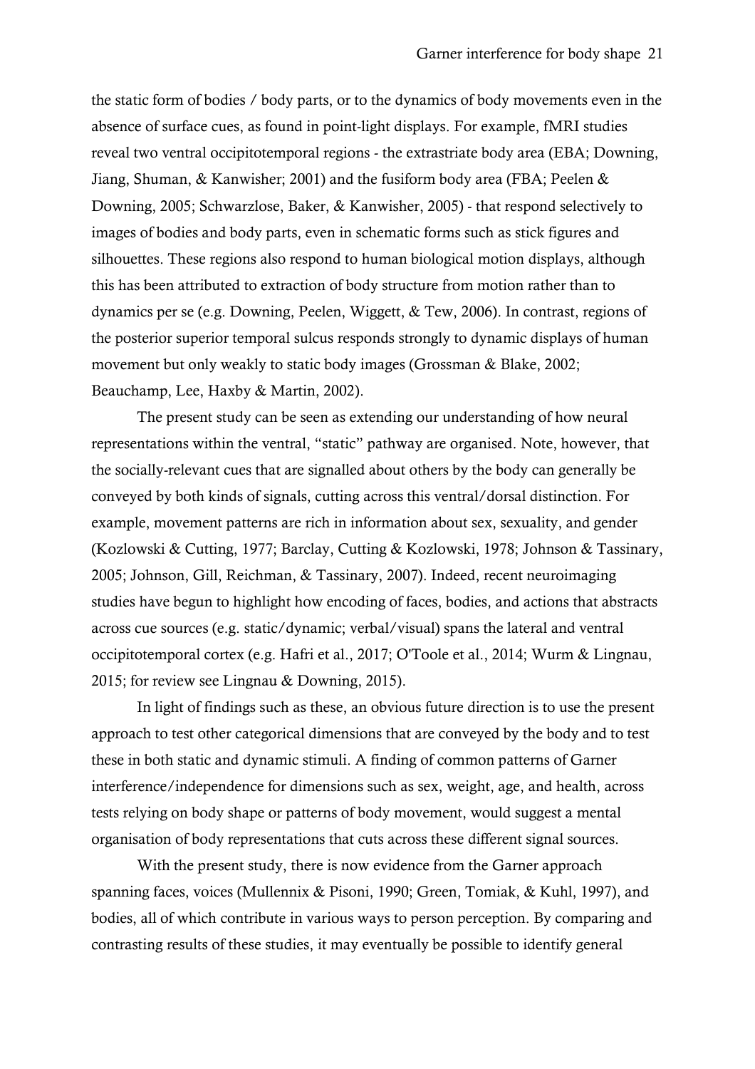the static form of bodies / body parts, or to the dynamics of body movements even in the absence of surface cues, as found in point-light displays. For example, fMRI studies reveal two ventral occipitotemporal regions - the extrastriate body area (EBA; Downing, Jiang, Shuman, & Kanwisher; 2001) and the fusiform body area (FBA; Peelen & Downing, 2005; Schwarzlose, Baker, & Kanwisher, 2005) - that respond selectively to images of bodies and body parts, even in schematic forms such as stick figures and silhouettes. These regions also respond to human biological motion displays, although this has been attributed to extraction of body structure from motion rather than to dynamics per se (e.g. Downing, Peelen, Wiggett, & Tew, 2006). In contrast, regions of the posterior superior temporal sulcus responds strongly to dynamic displays of human movement but only weakly to static body images (Grossman & Blake, 2002; Beauchamp, Lee, Haxby & Martin, 2002).

The present study can be seen as extending our understanding of how neural representations within the ventral, "static" pathway are organised. Note, however, that the socially-relevant cues that are signalled about others by the body can generally be conveyed by both kinds of signals, cutting across this ventral/dorsal distinction. For example, movement patterns are rich in information about sex, sexuality, and gender (Kozlowski & Cutting, 1977; Barclay, Cutting & Kozlowski, 1978; Johnson & Tassinary, 2005; Johnson, Gill, Reichman, & Tassinary, 2007). Indeed, recent neuroimaging studies have begun to highlight how encoding of faces, bodies, and actions that abstracts across cue sources (e.g. static/dynamic; verbal/visual) spans the lateral and ventral occipitotemporal cortex (e.g. Hafri et al., 2017; O'Toole et al., 2014; Wurm & Lingnau, 2015; for review see Lingnau & Downing, 2015).

In light of findings such as these, an obvious future direction is to use the present approach to test other categorical dimensions that are conveyed by the body and to test these in both static and dynamic stimuli. A finding of common patterns of Garner interference/independence for dimensions such as sex, weight, age, and health, across tests relying on body shape or patterns of body movement, would suggest a mental organisation of body representations that cuts across these different signal sources.

With the present study, there is now evidence from the Garner approach spanning faces, voices (Mullennix & Pisoni, 1990; Green, Tomiak, & Kuhl, 1997), and bodies, all of which contribute in various ways to person perception. By comparing and contrasting results of these studies, it may eventually be possible to identify general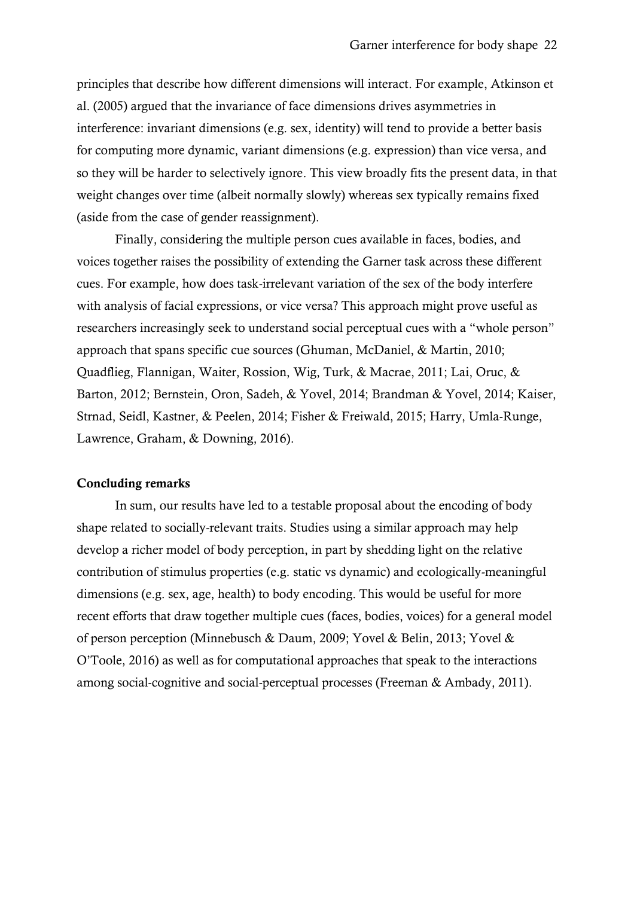principles that describe how different dimensions will interact. For example, Atkinson et al. (2005) argued that the invariance of face dimensions drives asymmetries in interference: invariant dimensions (e.g. sex, identity) will tend to provide a better basis for computing more dynamic, variant dimensions (e.g. expression) than vice versa, and so they will be harder to selectively ignore. This view broadly fits the present data, in that weight changes over time (albeit normally slowly) whereas sex typically remains fixed (aside from the case of gender reassignment).

Finally, considering the multiple person cues available in faces, bodies, and voices together raises the possibility of extending the Garner task across these different cues. For example, how does task-irrelevant variation of the sex of the body interfere with analysis of facial expressions, or vice versa? This approach might prove useful as researchers increasingly seek to understand social perceptual cues with a "whole person" approach that spans specific cue sources (Ghuman, McDaniel, & Martin, 2010; Quadflieg, Flannigan, Waiter, Rossion, Wig, Turk, & Macrae, 2011; Lai, Oruc, & Barton, 2012; Bernstein, Oron, Sadeh, & Yovel, 2014; Brandman & Yovel, 2014; Kaiser, Strnad, Seidl, Kastner, & Peelen, 2014; Fisher & Freiwald, 2015; Harry, Umla-Runge, Lawrence, Graham, & Downing, 2016).

**Concluding remarks**

In sum, our results have led to a testable proposal about the encoding of body shape related to socially-relevant traits. Studies using a similar approach may help develop a richer model of body perception, in part by shedding light on the relative contribution of stimulus properties (e.g. static vs dynamic) and ecologically-meaningful dimensions (e.g. sex, age, health) to body encoding. This would be useful for more recent efforts that draw together multiple cues (faces, bodies, voices) for a general model of person perception (Minnebusch & Daum, 2009; Yovel & Belin, 2013; Yovel & O'Toole, 2016) as well as for computational approaches that speak to the interactions among social-cognitive and social-perceptual processes (Freeman & Ambady, 2011).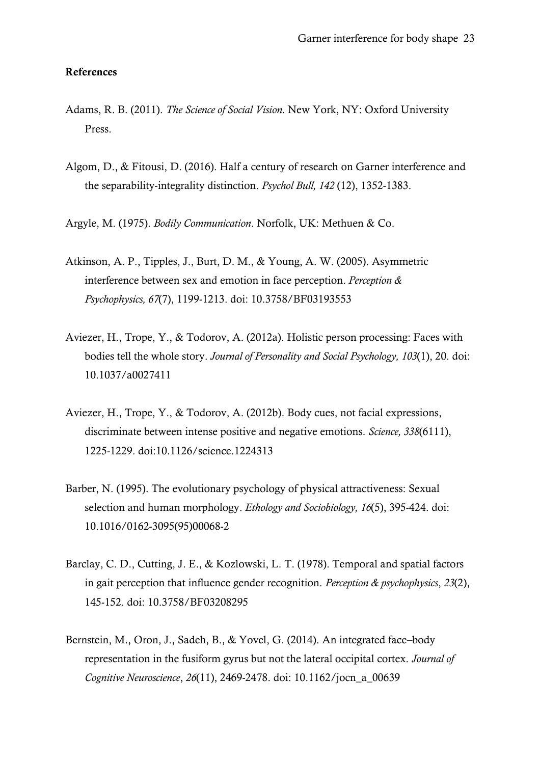**References**

Adams, R. B. (2011). *The Science of Social Vision.* New York, NY: Oxford University Press.

Algom, D., & Fitousi, D. (2016). Half a century of research on Garner interference and the separability-integrality distinction. *Psychol Bull, 142* (12), 1352-1383.

Argyle, M. (1975). *Bodily Communication*. Norfolk, UK: Methuen & Co.

Atkinson, A. P., Tipples, J., Burt, D. M., & Young, A. W. (2005). Asymmetric interference between sex and emotion in face perception. *Perception & Psychophysics, 67*(7), 1199-1213. doi: 10.3758/BF03193553

Aviezer, H., Trope, Y., & Todorov, A. (2012a). Holistic person processing: Faces with bodies tell the whole story. *Journal of Personality and Social Psychology, 103*(1), 20. doi: 10.1037/a0027411

Aviezer, H., Trope, Y., & Todorov, A. (2012b). Body cues, not facial expressions, discriminate between intense positive and negative emotions. *Science, 338*(6111), 1225-1229. doi:10.1126/science.1224313

Barber, N. (1995). The evolutionary psychology of physical attractiveness: Sexual selection and human morphology. *Ethology and Sociobiology, 16*(5), 395-424. doi: 10.1016/0162-3095(95)00068-2

Barclay, C. D., Cutting, J. E., & Kozlowski, L. T. (1978). Temporal and spatial factors in gait perception that influence gender recognition. *Perception & psychophysics*, *23*(2), 145-152. doi: 10.3758/BF03208295

Bernstein, M., Oron, J., Sadeh, B., & Yovel, G. (2014). An integrated face–body representation in the fusiform gyrus but not the lateral occipital cortex. *Journal of Cognitive Neuroscience*, *26*(11), 2469-2478. doi: 10.1162/jocn_a_00639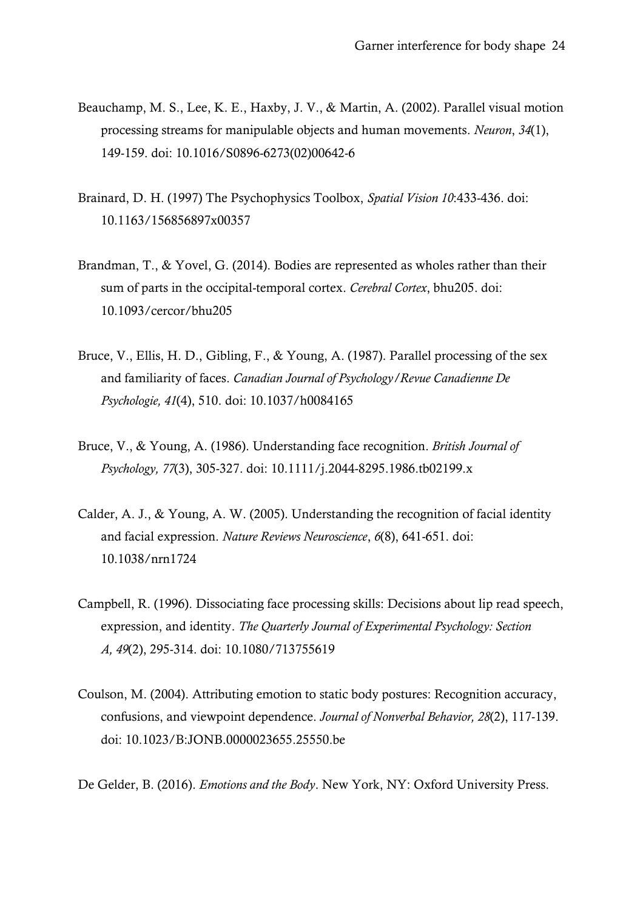Beauchamp, M. S., Lee, K. E., Haxby, J. V., & Martin, A. (2002). Parallel visual motion processing streams for manipulable objects and human movements. *Neuron*, *34*(1), 149-159. doi: 10.1016/S0896-6273(02)00642-6

Brainard, D. H. (1997) The Psychophysics Toolbox, *Spatial Vision 10*:433-436. doi: 10.1163/156856897x00357

Brandman, T., & Yovel, G. (2014). Bodies are represented as wholes rather than their sum of parts in the occipital-temporal cortex. *Cerebral Cortex*, bhu205. doi: 10.1093/cercor/bhu205

Bruce, V., Ellis, H. D., Gibling, F., & Young, A. (1987). Parallel processing of the sex and familiarity of faces. *Canadian Journal of Psychology/Revue Canadienne De Psychologie, 41*(4), 510. doi: 10.1037/h0084165

Bruce, V., & Young, A. (1986). Understanding face recognition. *British Journal of Psychology, 77*(3), 305-327. doi: 10.1111/j.2044-8295.1986.tb02199.x

Calder, A. J., & Young, A. W. (2005). Understanding the recognition of facial identity and facial expression. *Nature Reviews Neuroscience*, *6*(8), 641-651. doi: 10.1038/nrn1724

Campbell, R. (1996). Dissociating face processing skills: Decisions about lip read speech, expression, and identity. *The Quarterly Journal of Experimental Psychology: Section A, 49*(2), 295-314. doi: 10.1080/713755619

Coulson, M. (2004). Attributing emotion to static body postures: Recognition accuracy, confusions, and viewpoint dependence. *Journal of Nonverbal Behavior, 28*(2), 117-139. doi: 10.1023/B:JONB.0000023655.25550.be

De Gelder, B. (2016). *Emotions and the Body*. New York, NY: Oxford University Press.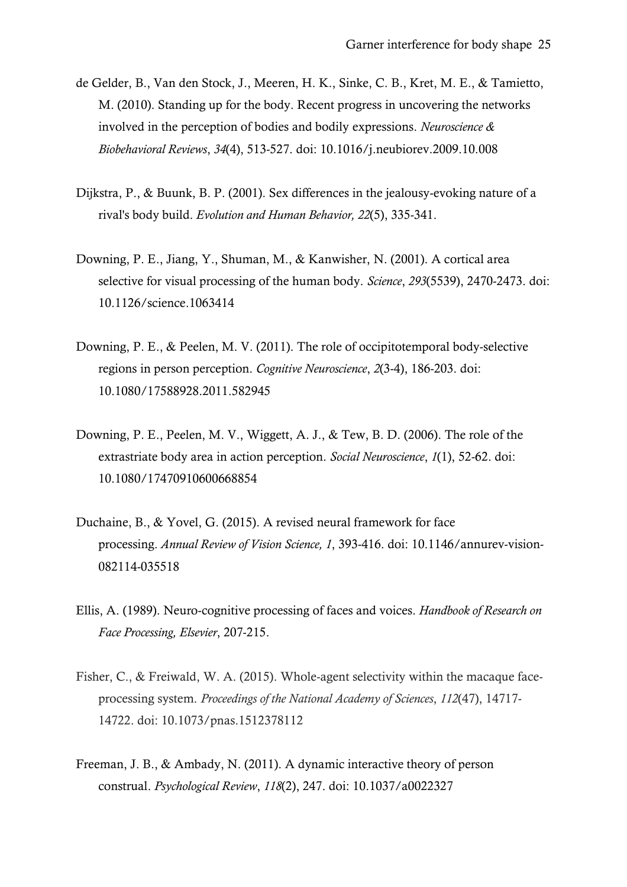de Gelder, B., Van den Stock, J., Meeren, H. K., Sinke, C. B., Kret, M. E., & Tamietto, M. (2010). Standing up for the body. Recent progress in uncovering the networks involved in the perception of bodies and bodily expressions. *Neuroscience & Biobehavioral Reviews*, *34*(4), 513-527. doi: 10.1016/j.neubiorev.2009.10.008

Dijkstra, P., & Buunk, B. P. (2001). Sex differences in the jealousy-evoking nature of a rival's body build. *Evolution and Human Behavior, 22*(5), 335-341.

Downing, P. E., Jiang, Y., Shuman, M., & Kanwisher, N. (2001). A cortical area selective for visual processing of the human body. *Science*, *293*(5539), 2470-2473. doi: 10.1126/science.1063414

Downing, P. E., & Peelen, M. V. (2011). The role of occipitotemporal body-selective regions in person perception. *Cognitive Neuroscience*, *2*(3-4), 186-203. doi: 10.1080/17588928.2011.582945

Downing, P. E., Peelen, M. V., Wiggett, A. J., & Tew, B. D. (2006). The role of the extrastriate body area in action perception. *Social Neuroscience*, *1*(1), 52-62. doi: 10.1080/17470910600668854

Duchaine, B., & Yovel, G. (2015). A revised neural framework for face processing. *Annual Review of Vision Science, 1*, 393-416. doi: 10.1146/annurev-vision-082114-035518

Ellis, A. (1989). Neuro-cognitive processing of faces and voices. *Handbook of Research on Face Processing, Elsevier*, 207-215.

Fisher, C., & Freiwald, W. A. (2015). Whole-agent selectivity within the macaque face-processing system. *Proceedings of the National Academy of Sciences*, *112*(47), 14717-14722. doi: 10.1073/pnas.1512378112

Freeman, J. B., & Ambady, N. (2011). A dynamic interactive theory of person construal. *Psychological Review*, *118*(2), 247. doi: 10.1037/a0022327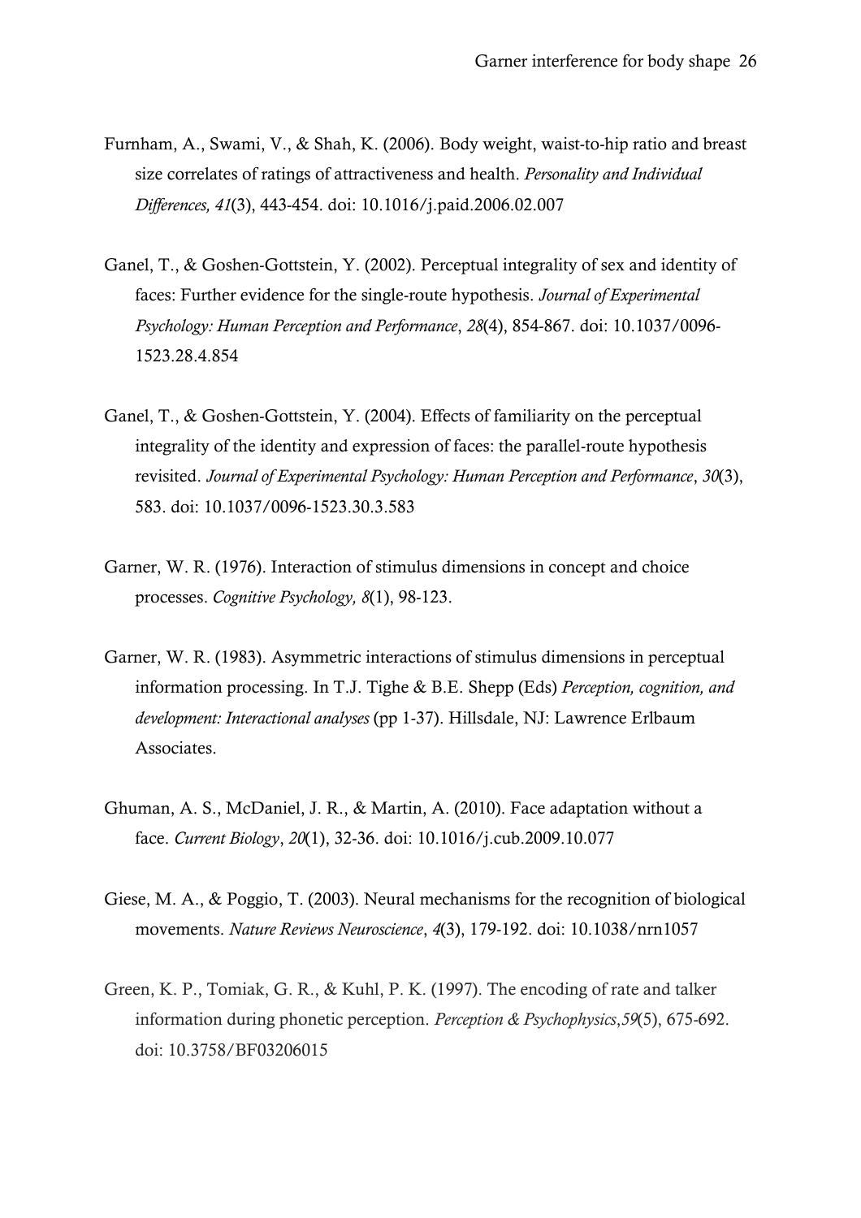Furnham, A., Swami, V., & Shah, K. (2006). Body weight, waist-to-hip ratio and breast size correlates of ratings of attractiveness and health. *Personality and Individual Differences, 41*(3), 443-454. doi: 10.1016/j.paid.2006.02.007

Ganel, T., & Goshen-Gottstein, Y. (2002). Perceptual integrality of sex and identity of faces: Further evidence for the single-route hypothesis. *Journal of Experimental Psychology: Human Perception and Performance*, *28*(4), 854-867. doi: 10.1037/0096-1523.28.4.854

Ganel, T., & Goshen-Gottstein, Y. (2004). Effects of familiarity on the perceptual integrality of the identity and expression of faces: the parallel-route hypothesis revisited. *Journal of Experimental Psychology: Human Perception and Performance*, *30*(3), 583. doi: 10.1037/0096-1523.30.3.583

Garner, W. R. (1976). Interaction of stimulus dimensions in concept and choice processes. *Cognitive Psychology, 8*(1), 98-123.

Garner, W. R. (1983). Asymmetric interactions of stimulus dimensions in perceptual information processing. In T.J. Tighe & B.E. Shepp (Eds) *Perception, cognition, and development: Interactional analyses* (pp 1-37). Hillsdale, NJ: Lawrence Erlbaum Associates.

Ghuman, A. S., McDaniel, J. R., & Martin, A. (2010). Face adaptation without a face. *Current Biology*, *20*(1), 32-36. doi: 10.1016/j.cub.2009.10.077

Giese, M. A., & Poggio, T. (2003). Neural mechanisms for the recognition of biological movements. *Nature Reviews Neuroscience*, *4*(3), 179-192. doi: 10.1038/nrn1057

Green, K. P., Tomiak, G. R., & Kuhl, P. K. (1997). The encoding of rate and talker information during phonetic perception. *Perception & Psychophysics*,*59*(5), 675-692. doi: 10.3758/BF03206015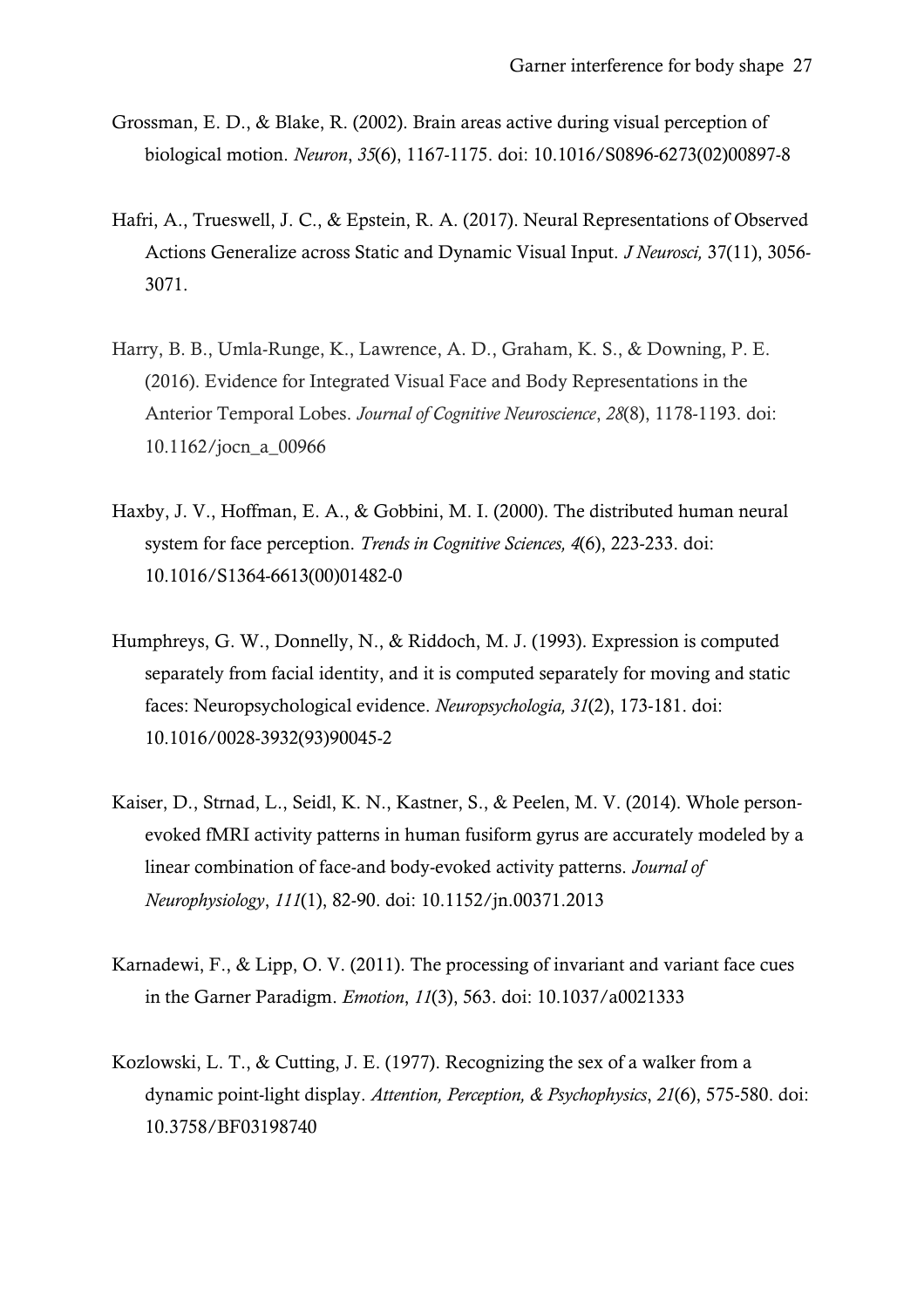Grossman, E. D., & Blake, R. (2002). Brain areas active during visual perception of biological motion. *Neuron*, *35*(6), 1167-1175. doi: 10.1016/S0896-6273(02)00897-8

Hafri, A., Trueswell, J. C., & Epstein, R. A. (2017). Neural Representations of Observed Actions Generalize across Static and Dynamic Visual Input. *J Neurosci,* 37(11), 3056-3071.

Harry, B. B., Umla-Runge, K., Lawrence, A. D., Graham, K. S., & Downing, P. E. (2016). Evidence for Integrated Visual Face and Body Representations in the Anterior Temporal Lobes. *Journal of Cognitive Neuroscience*, *28*(8), 1178-1193. doi: 10.1162/jocn_a_00966

Haxby, J. V., Hoffman, E. A., & Gobbini, M. I. (2000). The distributed human neural system for face perception. *Trends in Cognitive Sciences, 4*(6), 223-233. doi: 10.1016/S1364-6613(00)01482-0

Humphreys, G. W., Donnelly, N., & Riddoch, M. J. (1993). Expression is computed separately from facial identity, and it is computed separately for moving and static faces: Neuropsychological evidence. *Neuropsychologia, 31*(2), 173-181. doi: 10.1016/0028-3932(93)90045-2

Kaiser, D., Strnad, L., Seidl, K. N., Kastner, S., & Peelen, M. V. (2014). Whole person-evoked fMRI activity patterns in human fusiform gyrus are accurately modeled by a linear combination of face-and body-evoked activity patterns. *Journal of Neurophysiology*, *111*(1), 82-90. doi: 10.1152/jn.00371.2013

Karnadewi, F., & Lipp, O. V. (2011). The processing of invariant and variant face cues in the Garner Paradigm. *Emotion*, *11*(3), 563. doi: 10.1037/a0021333

Kozlowski, L. T., & Cutting, J. E. (1977). Recognizing the sex of a walker from a dynamic point-light display. *Attention, Perception, & Psychophysics*, *21*(6), 575-580. doi: 10.3758/BF03198740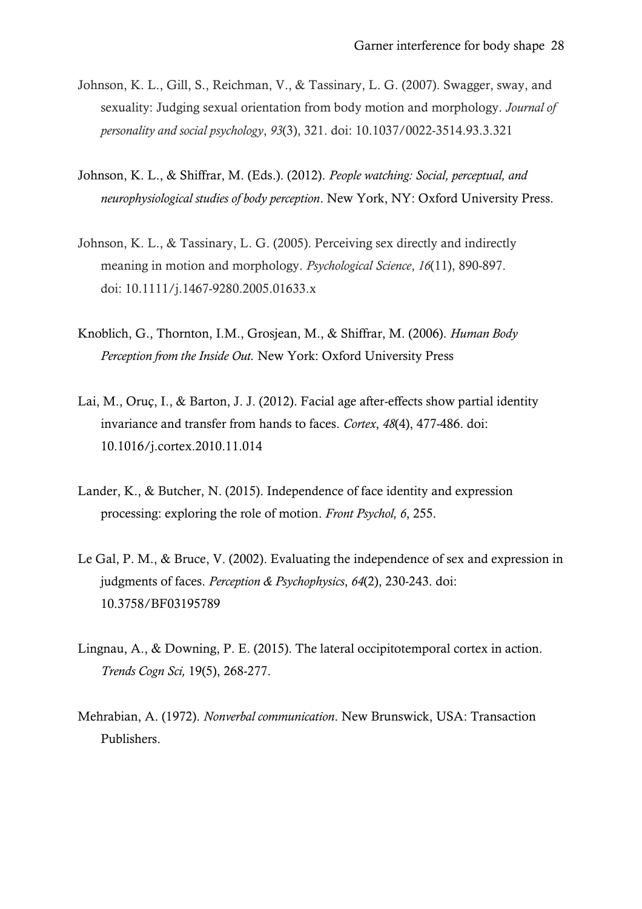Johnson, K. L., Gill, S., Reichman, V., & Tassinary, L. G. (2007). Swagger, sway, and sexuality: Judging sexual orientation from body motion and morphology. *Journal of personality and social psychology*, *93*(3), 321. doi: 10.1037/0022-3514.93.3.321

Johnson, K. L., & Shiffrar, M. (Eds.). (2012). *People watching: Social, perceptual, and neurophysiological studies of body perception*. New York, NY: Oxford University Press.

Johnson, K. L., & Tassinary, L. G. (2005). Perceiving sex directly and indirectly meaning in motion and morphology. *Psychological Science*, *16*(11), 890-897. doi: 10.1111/j.1467-9280.2005.01633.x

Knoblich, G., Thornton, I.M., Grosjean, M., & Shiffrar, M. (2006). *Human Body Perception from the Inside Out.* New York: Oxford University Press

Lai, M., Oruç, I., & Barton, J. J. (2012). Facial age after-effects show partial identity invariance and transfer from hands to faces. *Cortex*, *48*(4), 477-486. doi: 10.1016/j.cortex.2010.11.014

Lander, K., & Butcher, N. (2015). Independence of face identity and expression processing: exploring the role of motion. *Front Psychol, 6*, 255.

Le Gal, P. M., & Bruce, V. (2002). Evaluating the independence of sex and expression in judgments of faces. *Perception & Psychophysics*, *64*(2), 230-243. doi: 10.3758/BF03195789

Lingnau, A., & Downing, P. E. (2015). The lateral occipitotemporal cortex in action. *Trends Cogn Sci,* 19(5), 268-277.

Mehrabian, A. (1972). *Nonverbal communication*. New Brunswick, USA: Transaction Publishers.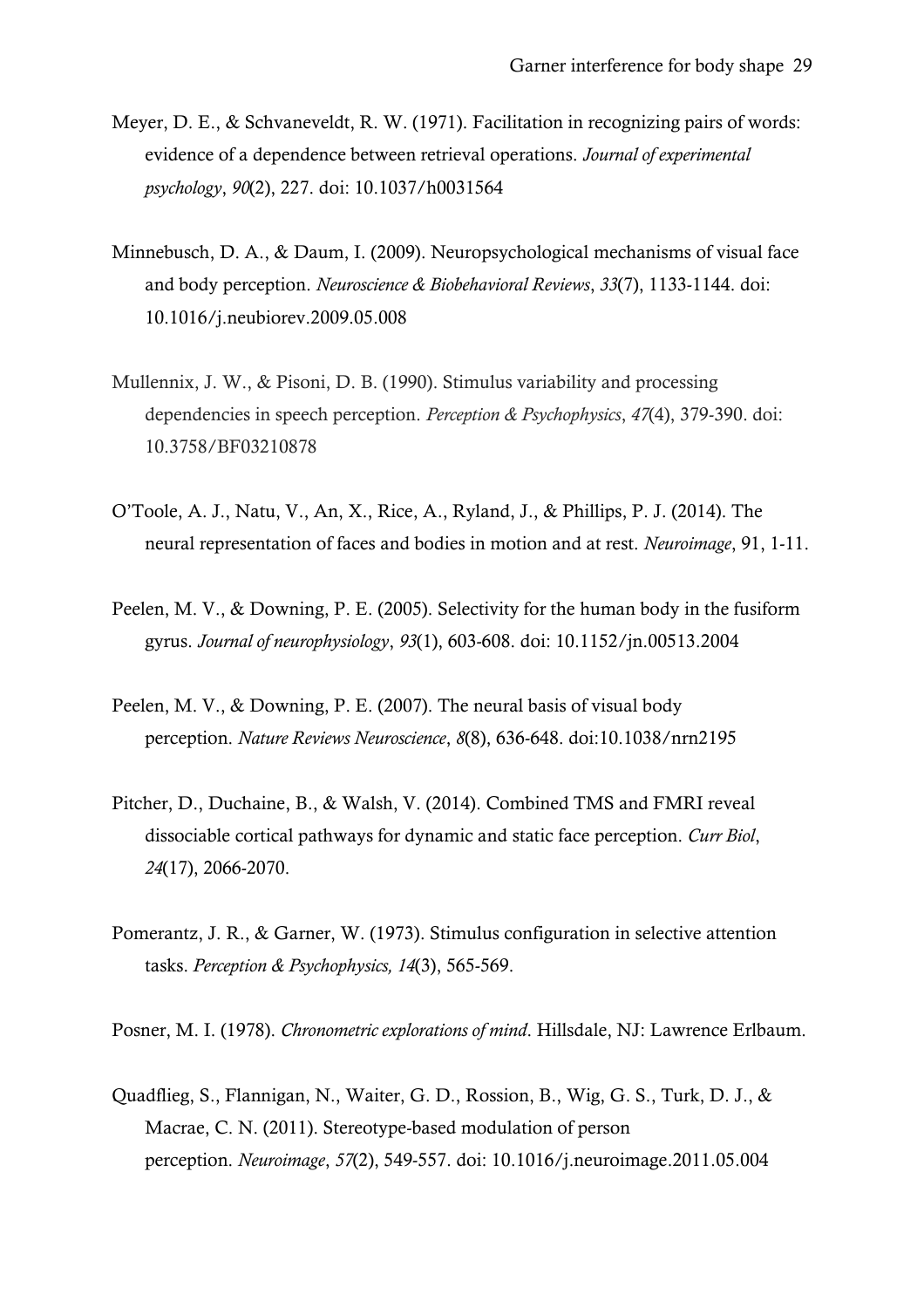Meyer, D. E., & Schvaneveldt, R. W. (1971). Facilitation in recognizing pairs of words: evidence of a dependence between retrieval operations. *Journal of experimental psychology*, *90*(2), 227. doi: 10.1037/h0031564

Minnebusch, D. A., & Daum, I. (2009). Neuropsychological mechanisms of visual face and body perception. *Neuroscience & Biobehavioral Reviews*, *33*(7), 1133-1144. doi: 10.1016/j.neubiorev.2009.05.008

Mullennix, J. W., & Pisoni, D. B. (1990). Stimulus variability and processing dependencies in speech perception. *Perception & Psychophysics*, *47*(4), 379-390. doi: 10.3758/BF03210878

O'Toole, A. J., Natu, V., An, X., Rice, A., Ryland, J., & Phillips, P. J. (2014). The neural representation of faces and bodies in motion and at rest. *Neuroimage*, 91, 1-11.

Peelen, M. V., & Downing, P. E. (2005). Selectivity for the human body in the fusiform gyrus. *Journal of neurophysiology*, *93*(1), 603-608. doi: 10.1152/jn.00513.2004

Peelen, M. V., & Downing, P. E. (2007). The neural basis of visual body perception. *Nature Reviews Neuroscience*, *8*(8), 636-648. doi:10.1038/nrn2195

Pitcher, D., Duchaine, B., & Walsh, V. (2014). Combined TMS and FMRI reveal dissociable cortical pathways for dynamic and static face perception. *Curr Biol*, *24*(17), 2066-2070.

Pomerantz, J. R., & Garner, W. (1973). Stimulus configuration in selective attention tasks. *Perception & Psychophysics, 14*(3), 565-569.

Posner, M. I. (1978). *Chronometric explorations of mind*. Hillsdale, NJ: Lawrence Erlbaum.

Quadflieg, S., Flannigan, N., Waiter, G. D., Rossion, B., Wig, G. S., Turk, D. J., & Macrae, C. N. (2011). Stereotype-based modulation of person perception. *Neuroimage*, *57*(2), 549-557. doi: 10.1016/j.neuroimage.2011.05.004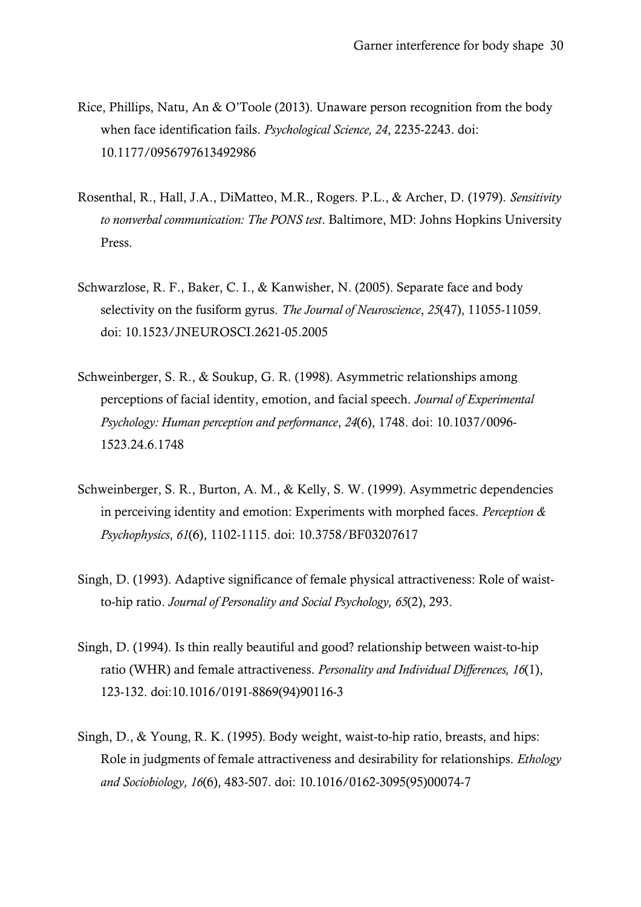Rice, Phillips, Natu, An & O'Toole (2013). Unaware person recognition from the body when face identification fails. *Psychological Science, 24*, 2235-2243. doi: 10.1177/0956797613492986

Rosenthal, R., Hall, J.A., DiMatteo, M.R., Rogers. P.L., & Archer, D. (1979). *Sensitivity to nonverbal communication: The PONS test*. Baltimore, MD: Johns Hopkins University Press.

Schwarzlose, R. F., Baker, C. I., & Kanwisher, N. (2005). Separate face and body selectivity on the fusiform gyrus. *The Journal of Neuroscience*, *25*(47), 11055-11059. doi: 10.1523/JNEUROSCI.2621-05.2005

Schweinberger, S. R., & Soukup, G. R. (1998). Asymmetric relationships among perceptions of facial identity, emotion, and facial speech. *Journal of Experimental Psychology: Human perception and performance*, *24*(6), 1748. doi: 10.1037/0096-1523.24.6.1748

Schweinberger, S. R., Burton, A. M., & Kelly, S. W. (1999). Asymmetric dependencies in perceiving identity and emotion: Experiments with morphed faces. *Perception & Psychophysics*, *61*(6), 1102-1115. doi: 10.3758/BF03207617

Singh, D. (1993). Adaptive significance of female physical attractiveness: Role of waist-to-hip ratio. *Journal of Personality and Social Psychology, 65*(2), 293.

Singh, D. (1994). Is thin really beautiful and good? relationship between waist-to-hip ratio (WHR) and female attractiveness. *Personality and Individual Differences, 16*(1), 123-132. doi:10.1016/0191-8869(94)90116-3

Singh, D., & Young, R. K. (1995). Body weight, waist-to-hip ratio, breasts, and hips: Role in judgments of female attractiveness and desirability for relationships. *Ethology and Sociobiology, 16*(6), 483-507. doi: 10.1016/0162-3095(95)00074-7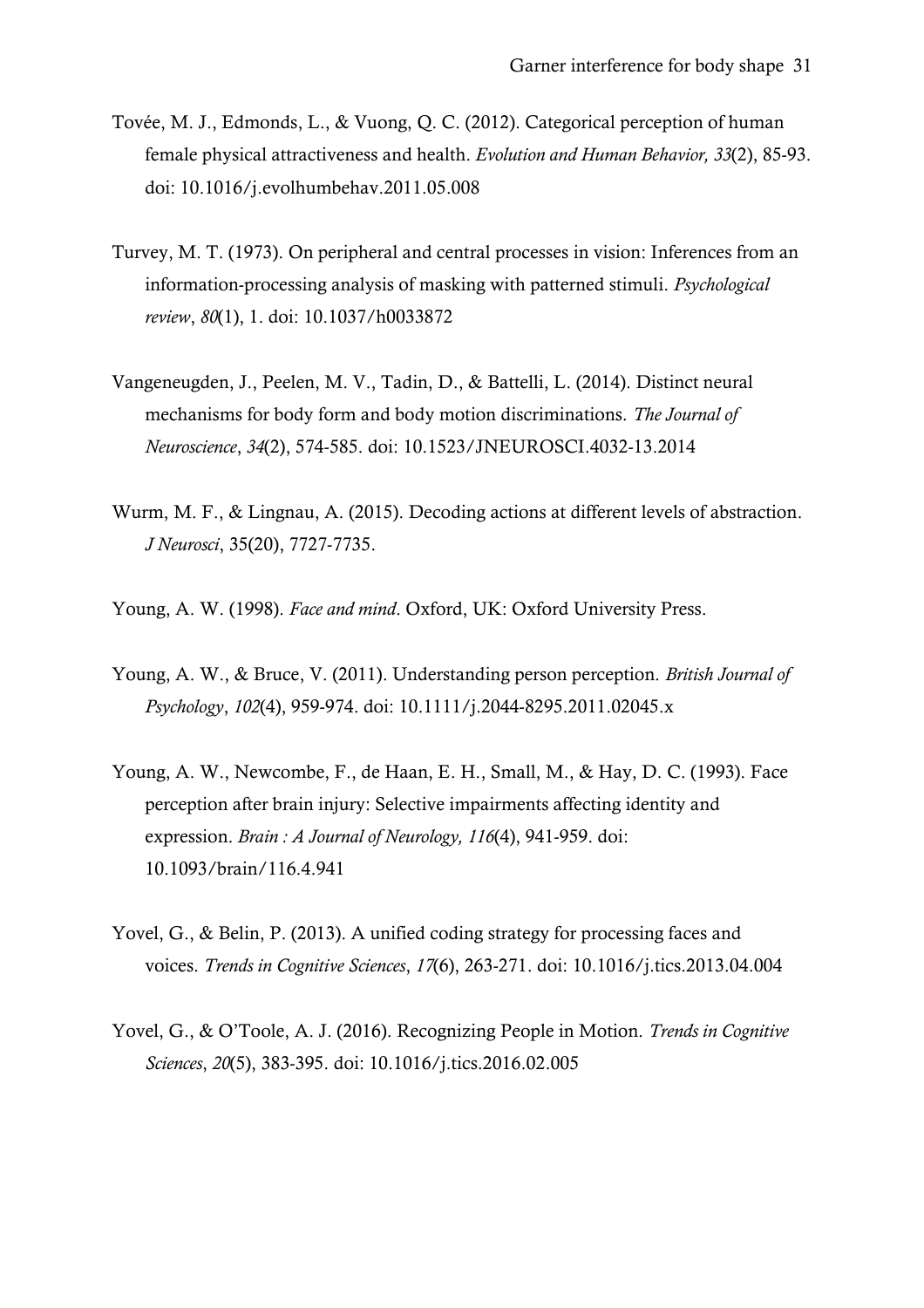Tovée, M. J., Edmonds, L., & Vuong, Q. C. (2012). Categorical perception of human female physical attractiveness and health. *Evolution and Human Behavior, 33*(2), 85-93. doi: 10.1016/j.evolhumbehav.2011.05.008

Turvey, M. T. (1973). On peripheral and central processes in vision: Inferences from an information-processing analysis of masking with patterned stimuli. *Psychological review*, *80*(1), 1. doi: 10.1037/h0033872

Vangeneugden, J., Peelen, M. V., Tadin, D., & Battelli, L. (2014). Distinct neural mechanisms for body form and body motion discriminations. *The Journal of Neuroscience*, *34*(2), 574-585. doi: 10.1523/JNEUROSCI.4032-13.2014

Wurm, M. F., & Lingnau, A. (2015). Decoding actions at different levels of abstraction. *J Neurosci*, 35(20), 7727-7735.

Young, A. W. (1998). *Face and mind*. Oxford, UK: Oxford University Press.

Young, A. W., & Bruce, V. (2011). Understanding person perception. *British Journal of Psychology*, *102*(4), 959-974. doi: 10.1111/j.2044-8295.2011.02045.x

Young, A. W., Newcombe, F., de Haan, E. H., Small, M., & Hay, D. C. (1993). Face perception after brain injury: Selective impairments affecting identity and expression. *Brain : A Journal of Neurology, 116*(4), 941-959. doi: 10.1093/brain/116.4.941

Yovel, G., & Belin, P. (2013). A unified coding strategy for processing faces and voices. *Trends in Cognitive Sciences*, *17*(6), 263-271. doi: 10.1016/j.tics.2013.04.004

Yovel, G., & O'Toole, A. J. (2016). Recognizing People in Motion. *Trends in Cognitive Sciences*, *20*(5), 383-395. doi: 10.1016/j.tics.2016.02.005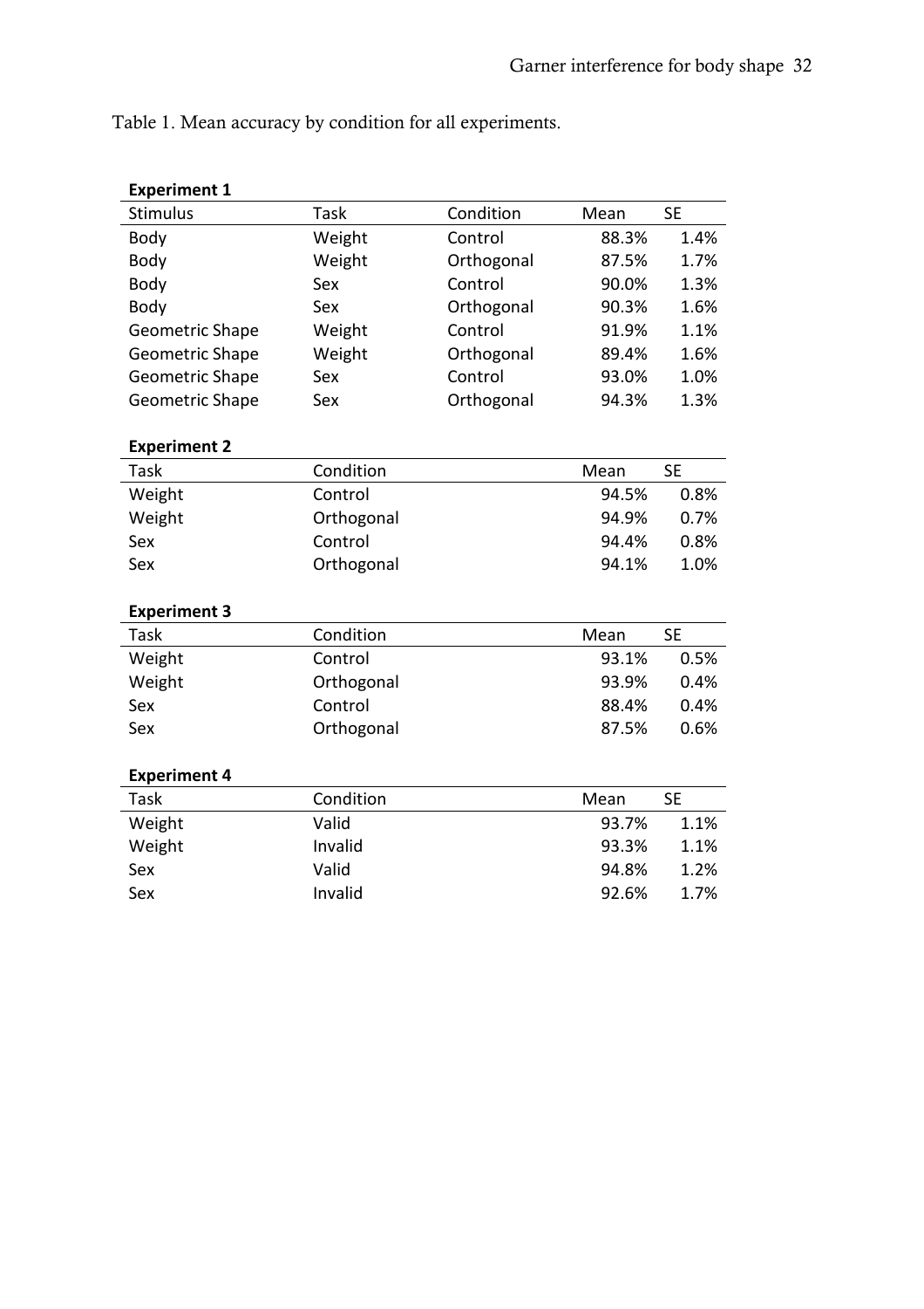Table 1. Mean accuracy by condition for all experiments.

**Experiment 1**

| Stimulus | Task | Condition | Mean | SE |
|---|---|---|---|---|
| Body | Weight | Control | 88.3% | 1.4% |
| Body | Weight | Orthogonal | 87.5% | 1.7% |
| Body | Sex | Control | 90.0% | 1.3% |
| Body | Sex | Orthogonal | 90.3% | 1.6% |
| Geometric Shape | Weight | Control | 91.9% | 1.1% |
| Geometric Shape | Weight | Orthogonal | 89.4% | 1.6% |
| Geometric Shape | Sex | Control | 93.0% | 1.0% |
| Geometric Shape | Sex | Orthogonal | 94.3% | 1.3% |

**Experiment 2**

| Task | Condition | Mean | SE |
|---|---|---|---|
| Weight | Control | 94.5% | 0.8% |
| Weight | Orthogonal | 94.9% | 0.7% |
| Sex | Control | 94.4% | 0.8% |
| Sex | Orthogonal | 94.1% | 1.0% |

**Experiment 3**

| Task | Condition | Mean | SE |
|---|---|---|---|
| Weight | Control | 93.1% | 0.5% |
| Weight | Orthogonal | 93.9% | 0.4% |
| Sex | Control | 88.4% | 0.4% |
| Sex | Orthogonal | 87.5% | 0.6% |

**Experiment 4**

| Task | Condition | Mean | SE |
|---|---|---|---|
| Weight | Valid | 93.7% | 1.1% |
| Weight | Invalid | 93.3% | 1.1% |
| Sex | Valid | 94.8% | 1.2% |
| Sex | Invalid | 92.6% | 1.7% |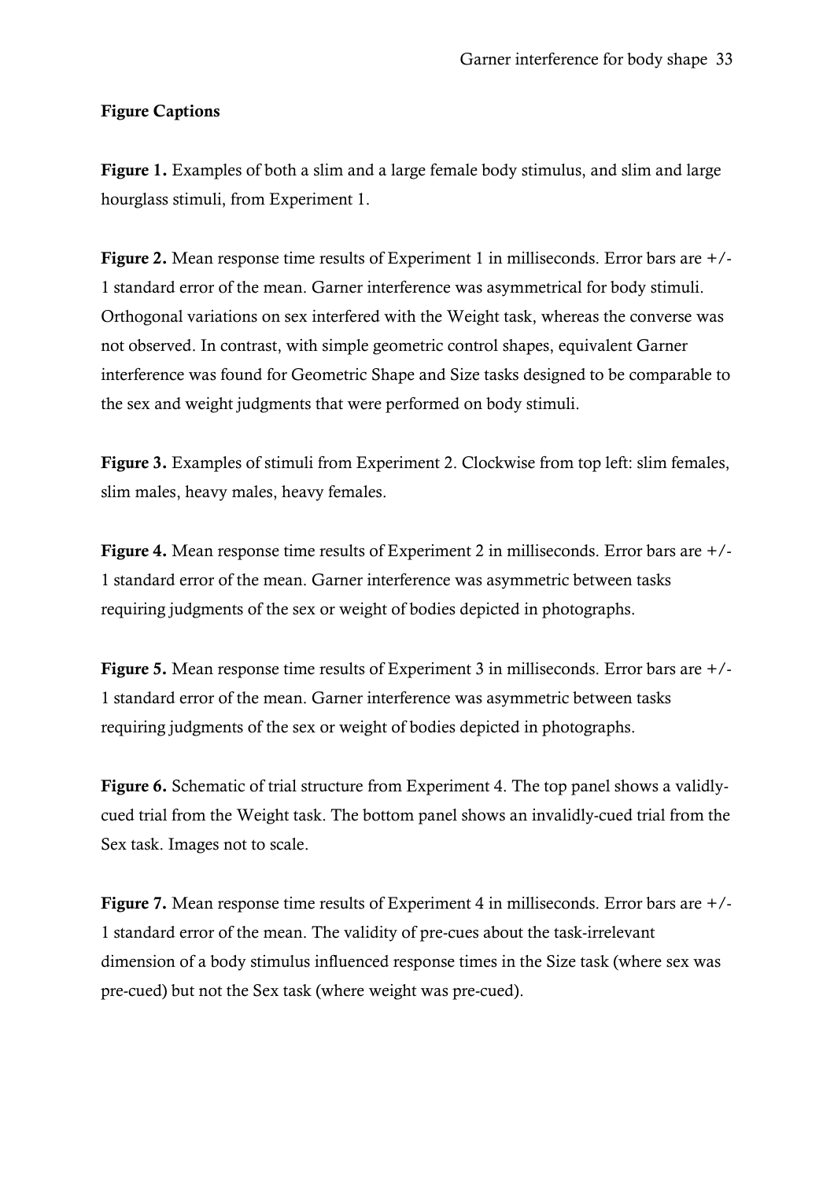## Figure Captions

**Figure 1.** Examples of both a slim and a large female body stimulus, and slim and large hourglass stimuli, from Experiment 1.

**Figure 2.** Mean response time results of Experiment 1 in milliseconds. Error bars are +/- 1 standard error of the mean. Garner interference was asymmetrical for body stimuli. Orthogonal variations on sex interfered with the Weight task, whereas the converse was not observed. In contrast, with simple geometric control shapes, equivalent Garner interference was found for Geometric Shape and Size tasks designed to be comparable to the sex and weight judgments that were performed on body stimuli.

**Figure 3.** Examples of stimuli from Experiment 2. Clockwise from top left: slim females, slim males, heavy males, heavy females.

**Figure 4.** Mean response time results of Experiment 2 in milliseconds. Error bars are +/- 1 standard error of the mean. Garner interference was asymmetric between tasks requiring judgments of the sex or weight of bodies depicted in photographs.

**Figure 5.** Mean response time results of Experiment 3 in milliseconds. Error bars are +/- 1 standard error of the mean. Garner interference was asymmetric between tasks requiring judgments of the sex or weight of bodies depicted in photographs.

**Figure 6.** Schematic of trial structure from Experiment 4. The top panel shows a validly-cued trial from the Weight task. The bottom panel shows an invalidly-cued trial from the Sex task. Images not to scale.

**Figure 7.** Mean response time results of Experiment 4 in milliseconds. Error bars are +/- 1 standard error of the mean. The validity of pre-cues about the task-irrelevant dimension of a body stimulus influenced response times in the Size task (where sex was pre-cued) but not the Sex task (where weight was pre-cued).